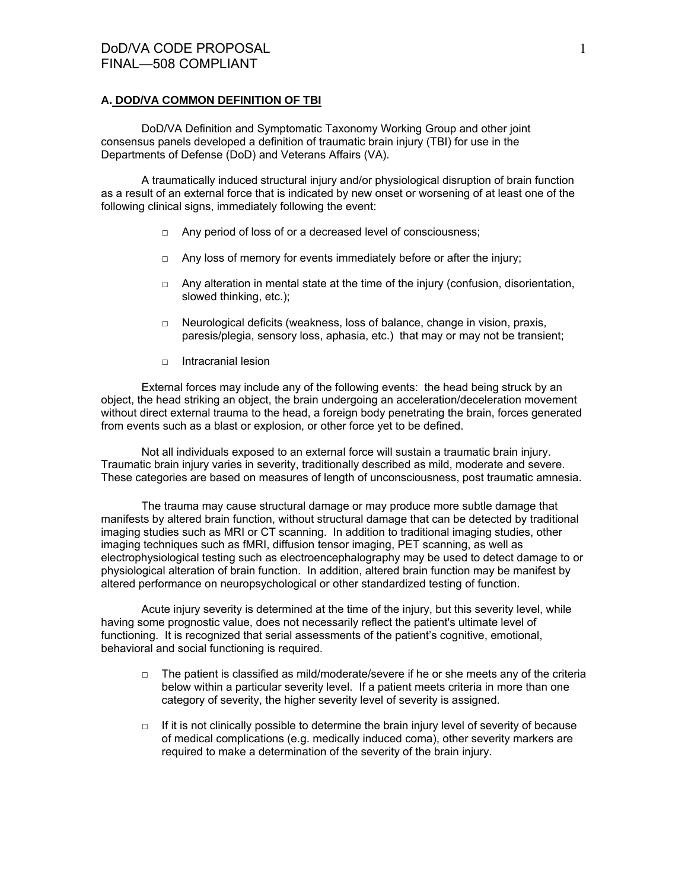## A. DOD/VA COMMON DEFINITION OF TBI

DoD/VA Definition and Symptomatic Taxonomy Working Group and other joint consensus panels developed a definition of traumatic brain injury (TBI) for use in the Departments of Defense (DoD) and Veterans Affairs (VA).

A traumatically induced structural injury and/or physiological disruption of brain function as a result of an external force that is indicated by new onset or worsening of at least one of the following clinical signs, immediately following the event:

- Any period of loss of or a decreased level of consciousness;
- Any loss of memory for events immediately before or after the injury;
- Any alteration in mental state at the time of the injury (confusion, disorientation, slowed thinking, etc.);
- Neurological deficits (weakness, loss of balance, change in vision, praxis, paresis/plegia, sensory loss, aphasia, etc.) that may or may not be transient;
- Intracranial lesion

External forces may include any of the following events: the head being struck by an object, the head striking an object, the brain undergoing an acceleration/deceleration movement without direct external trauma to the head, a foreign body penetrating the brain, forces generated from events such as a blast or explosion, or other force yet to be defined.

Not all individuals exposed to an external force will sustain a traumatic brain injury. Traumatic brain injury varies in severity, traditionally described as mild, moderate and severe. These categories are based on measures of length of unconsciousness, post traumatic amnesia.

The trauma may cause structural damage or may produce more subtle damage that manifests by altered brain function, without structural damage that can be detected by traditional imaging studies such as MRI or CT scanning. In addition to traditional imaging studies, other imaging techniques such as fMRI, diffusion tensor imaging, PET scanning, as well as electrophysiological testing such as electroencephalography may be used to detect damage to or physiological alteration of brain function. In addition, altered brain function may be manifest by altered performance on neuropsychological or other standardized testing of function.

Acute injury severity is determined at the time of the injury, but this severity level, while having some prognostic value, does not necessarily reflect the patient's ultimate level of functioning. It is recognized that serial assessments of the patient's cognitive, emotional, behavioral and social functioning is required.

- The patient is classified as mild/moderate/severe if he or she meets any of the criteria below within a particular severity level. If a patient meets criteria in more than one category of severity, the higher severity level of severity is assigned.
- If it is not clinically possible to determine the brain injury level of severity of because of medical complications (e.g. medically induced coma), other severity markers are required to make a determination of the severity of the brain injury.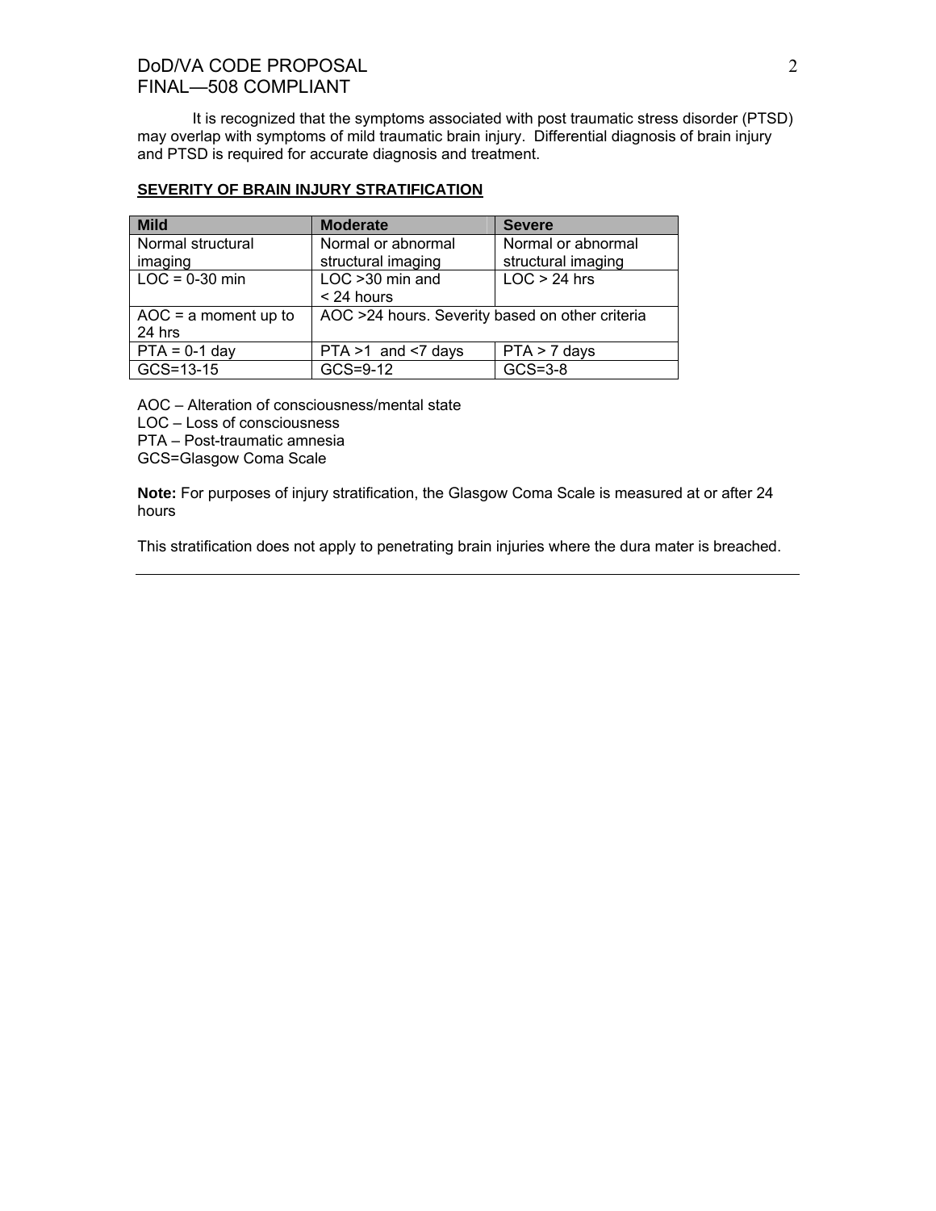It is recognized that the symptoms associated with post traumatic stress disorder (PTSD) may overlap with symptoms of mild traumatic brain injury. Differential diagnosis of brain injury and PTSD is required for accurate diagnosis and treatment.

**SEVERITY OF BRAIN INJURY STRATIFICATION**

| Mild | Moderate | Severe |
|---|---|---|
| Normal structural imaging | Normal or abnormal structural imaging | Normal or abnormal structural imaging |
| LOC = 0-30 min | LOC >30 min and < 24 hours | LOC > 24 hrs |
| AOC = a moment up to 24 hrs | AOC >24 hours. Severity based on other criteria | |
| PTA = 0-1 day | PTA >1 and <7 days | PTA > 7 days |
| GCS=13-15 | GCS=9-12 | GCS=3-8 |

AOC – Alteration of consciousness/mental state
LOC – Loss of consciousness
PTA – Post-traumatic amnesia
GCS=Glasgow Coma Scale

**Note:** For purposes of injury stratification, the Glasgow Coma Scale is measured at or after 24 hours

This stratification does not apply to penetrating brain injuries where the dura mater is breached.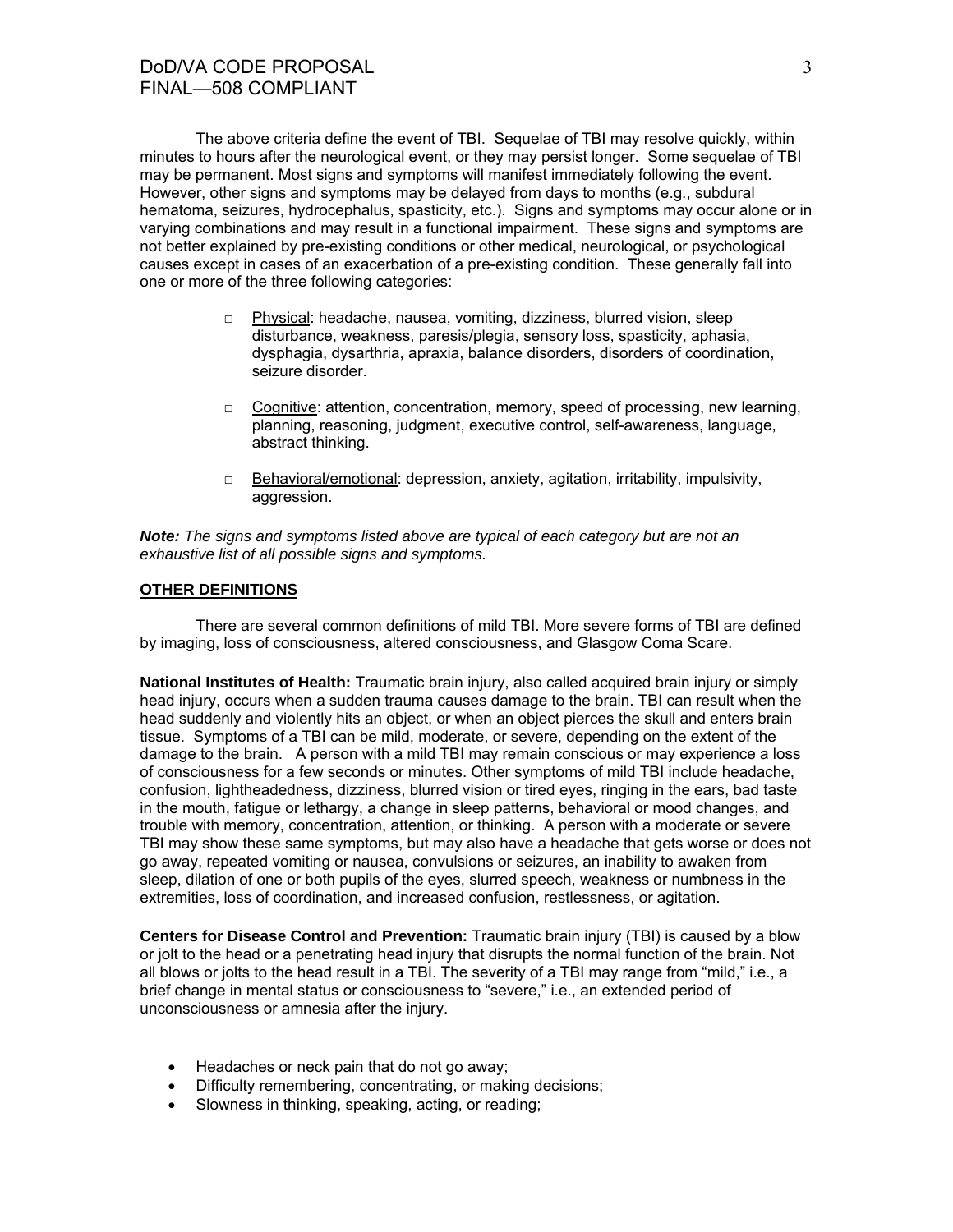The above criteria define the event of TBI. Sequelae of TBI may resolve quickly, within minutes to hours after the neurological event, or they may persist longer. Some sequelae of TBI may be permanent. Most signs and symptoms will manifest immediately following the event. However, other signs and symptoms may be delayed from days to months (e.g., subdural hematoma, seizures, hydrocephalus, spasticity, etc.). Signs and symptoms may occur alone or in varying combinations and may result in a functional impairment. These signs and symptoms are not better explained by pre-existing conditions or other medical, neurological, or psychological causes except in cases of an exacerbation of a pre-existing condition. These generally fall into one or more of the three following categories:

- Physical: headache, nausea, vomiting, dizziness, blurred vision, sleep disturbance, weakness, paresis/plegia, sensory loss, spasticity, aphasia, dysphagia, dysarthria, apraxia, balance disorders, disorders of coordination, seizure disorder.

- Cognitive: attention, concentration, memory, speed of processing, new learning, planning, reasoning, judgment, executive control, self-awareness, language, abstract thinking.

- Behavioral/emotional: depression, anxiety, agitation, irritability, impulsivity, aggression.

***Note:*** *The signs and symptoms listed above are typical of each category but are not an exhaustive list of all possible signs and symptoms.*

## OTHER DEFINITIONS

There are several common definitions of mild TBI. More severe forms of TBI are defined by imaging, loss of consciousness, altered consciousness, and Glasgow Coma Scare.

**National Institutes of Health:** Traumatic brain injury, also called acquired brain injury or simply head injury, occurs when a sudden trauma causes damage to the brain. TBI can result when the head suddenly and violently hits an object, or when an object pierces the skull and enters brain tissue. Symptoms of a TBI can be mild, moderate, or severe, depending on the extent of the damage to the brain. A person with a mild TBI may remain conscious or may experience a loss of consciousness for a few seconds or minutes. Other symptoms of mild TBI include headache, confusion, lightheadedness, dizziness, blurred vision or tired eyes, ringing in the ears, bad taste in the mouth, fatigue or lethargy, a change in sleep patterns, behavioral or mood changes, and trouble with memory, concentration, attention, or thinking. A person with a moderate or severe TBI may show these same symptoms, but may also have a headache that gets worse or does not go away, repeated vomiting or nausea, convulsions or seizures, an inability to awaken from sleep, dilation of one or both pupils of the eyes, slurred speech, weakness or numbness in the extremities, loss of coordination, and increased confusion, restlessness, or agitation.

**Centers for Disease Control and Prevention:** Traumatic brain injury (TBI) is caused by a blow or jolt to the head or a penetrating head injury that disrupts the normal function of the brain. Not all blows or jolts to the head result in a TBI. The severity of a TBI may range from "mild," i.e., a brief change in mental status or consciousness to "severe," i.e., an extended period of unconsciousness or amnesia after the injury.

- Headaches or neck pain that do not go away;
- Difficulty remembering, concentrating, or making decisions;
- Slowness in thinking, speaking, acting, or reading;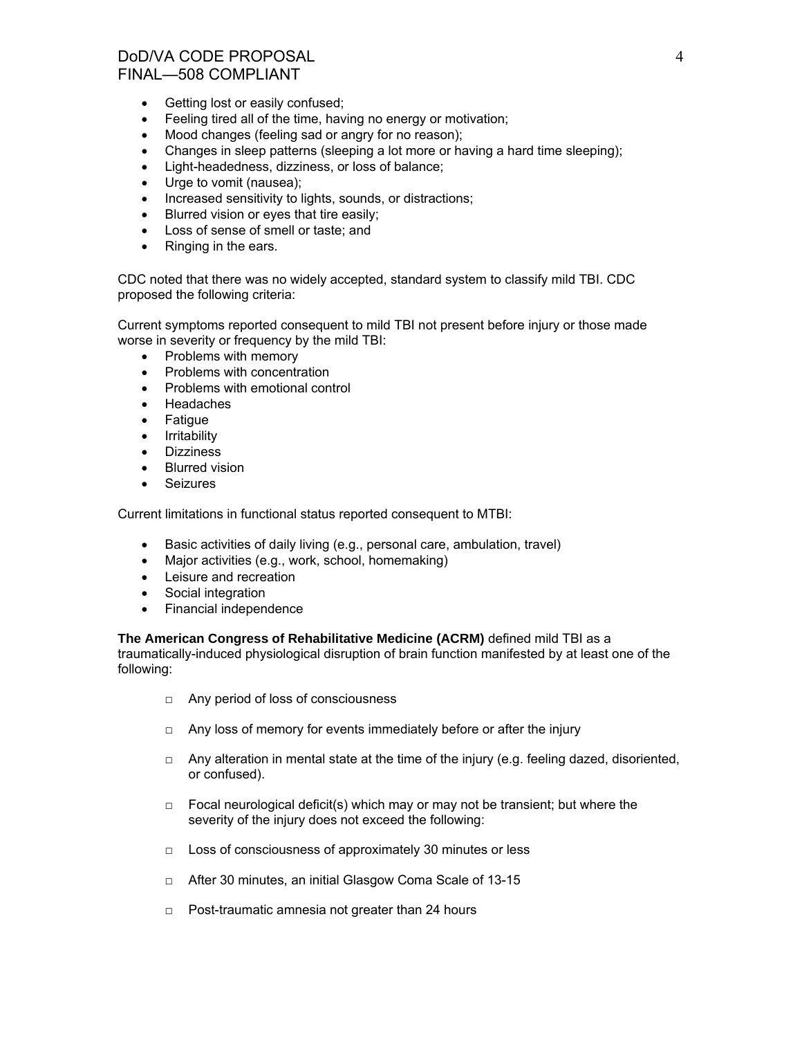- Getting lost or easily confused;
- Feeling tired all of the time, having no energy or motivation;
- Mood changes (feeling sad or angry for no reason);
- Changes in sleep patterns (sleeping a lot more or having a hard time sleeping);
- Light-headedness, dizziness, or loss of balance;
- Urge to vomit (nausea);
- Increased sensitivity to lights, sounds, or distractions;
- Blurred vision or eyes that tire easily;
- Loss of sense of smell or taste; and
- Ringing in the ears.

CDC noted that there was no widely accepted, standard system to classify mild TBI. CDC proposed the following criteria:

Current symptoms reported consequent to mild TBI not present before injury or those made worse in severity or frequency by the mild TBI:

- Problems with memory
- Problems with concentration
- Problems with emotional control
- Headaches
- Fatigue
- Irritability
- Dizziness
- Blurred vision
- Seizures

Current limitations in functional status reported consequent to MTBI:

- Basic activities of daily living (e.g., personal care, ambulation, travel)
- Major activities (e.g., work, school, homemaking)
- Leisure and recreation
- Social integration
- Financial independence

**The American Congress of Rehabilitative Medicine (ACRM)** defined mild TBI as a traumatically-induced physiological disruption of brain function manifested by at least one of the following:

- Any period of loss of consciousness
- Any loss of memory for events immediately before or after the injury
- Any alteration in mental state at the time of the injury (e.g. feeling dazed, disoriented, or confused).
- Focal neurological deficit(s) which may or may not be transient; but where the severity of the injury does not exceed the following:
- Loss of consciousness of approximately 30 minutes or less
- After 30 minutes, an initial Glasgow Coma Scale of 13-15
- Post-traumatic amnesia not greater than 24 hours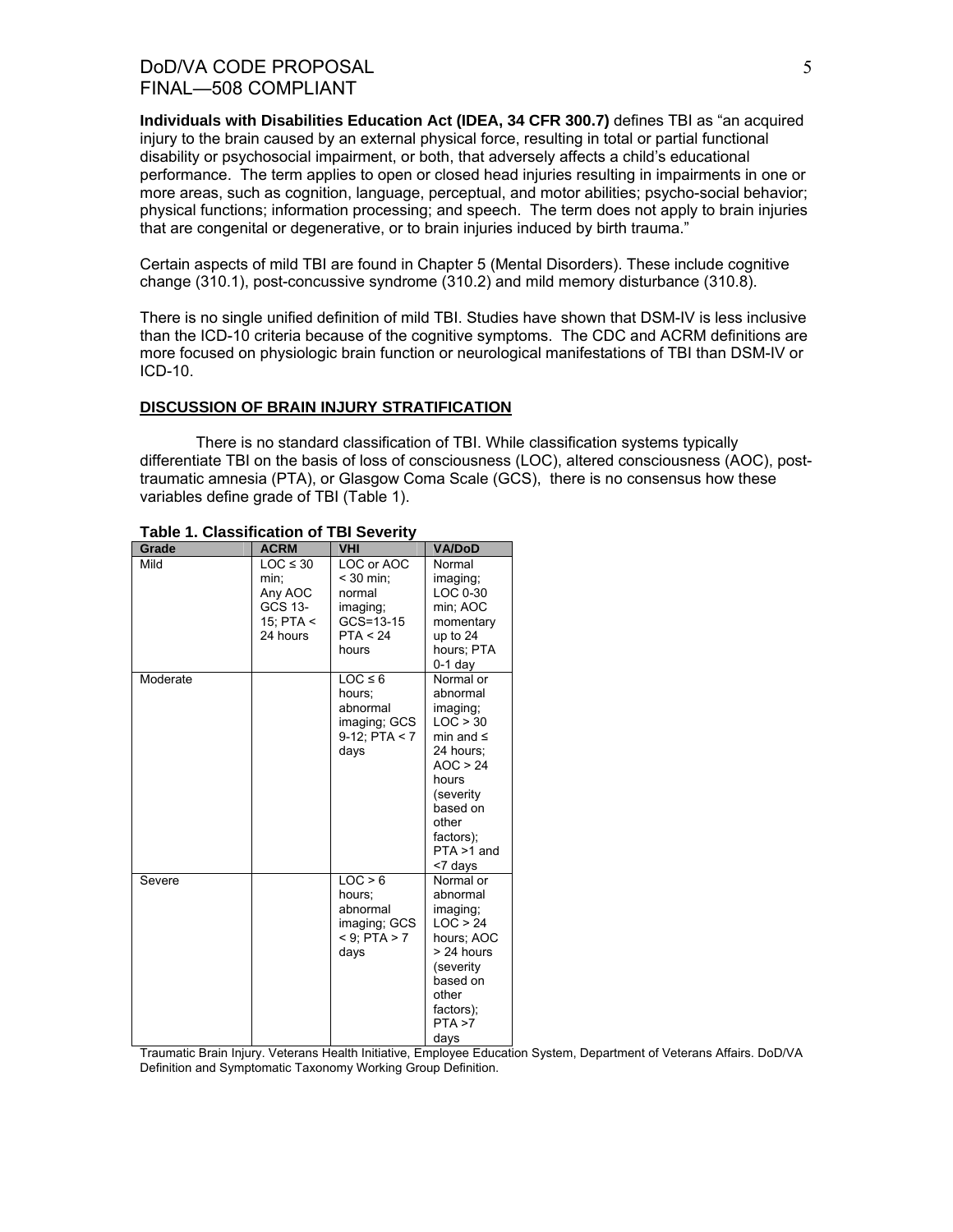**Individuals with Disabilities Education Act (IDEA, 34 CFR 300.7)** defines TBI as "an acquired injury to the brain caused by an external physical force, resulting in total or partial functional disability or psychosocial impairment, or both, that adversely affects a child's educational performance. The term applies to open or closed head injuries resulting in impairments in one or more areas, such as cognition, language, perceptual, and motor abilities; psycho-social behavior; physical functions; information processing; and speech. The term does not apply to brain injuries that are congenital or degenerative, or to brain injuries induced by birth trauma."

Certain aspects of mild TBI are found in Chapter 5 (Mental Disorders). These include cognitive change (310.1), post-concussive syndrome (310.2) and mild memory disturbance (310.8).

There is no single unified definition of mild TBI. Studies have shown that DSM-IV is less inclusive than the ICD-10 criteria because of the cognitive symptoms. The CDC and ACRM definitions are more focused on physiologic brain function or neurological manifestations of TBI than DSM-IV or ICD-10.

## DISCUSSION OF BRAIN INJURY STRATIFICATION

There is no standard classification of TBI. While classification systems typically differentiate TBI on the basis of loss of consciousness (LOC), altered consciousness (AOC), post-traumatic amnesia (PTA), or Glasgow Coma Scale (GCS), there is no consensus how these variables define grade of TBI (Table 1).

**Table 1. Classification of TBI Severity**

| Grade | ACRM | VHI | VA/DoD |
|---|---|---|---|
| Mild | LOC ≤ 30 min; Any AOC GCS 13-15; PTA < 24 hours | LOC or AOC < 30 min; normal imaging; GCS=13-15 PTA < 24 hours | Normal imaging; LOC 0-30 min; AOC momentary up to 24 hours; PTA 0-1 day |
| Moderate | | LOC ≤ 6 hours; abnormal imaging; GCS 9-12; PTA < 7 days | Normal or abnormal imaging; LOC > 30 min and ≤ 24 hours; AOC > 24 hours (severity based on other factors); PTA >1 and <7 days |
| Severe | | LOC > 6 hours; abnormal imaging; GCS < 9; PTA > 7 days | Normal or abnormal imaging; LOC > 24 hours; AOC > 24 hours (severity based on other factors); PTA >7 days |

Traumatic Brain Injury. Veterans Health Initiative, Employee Education System, Department of Veterans Affairs. DoD/VA Definition and Symptomatic Taxonomy Working Group Definition.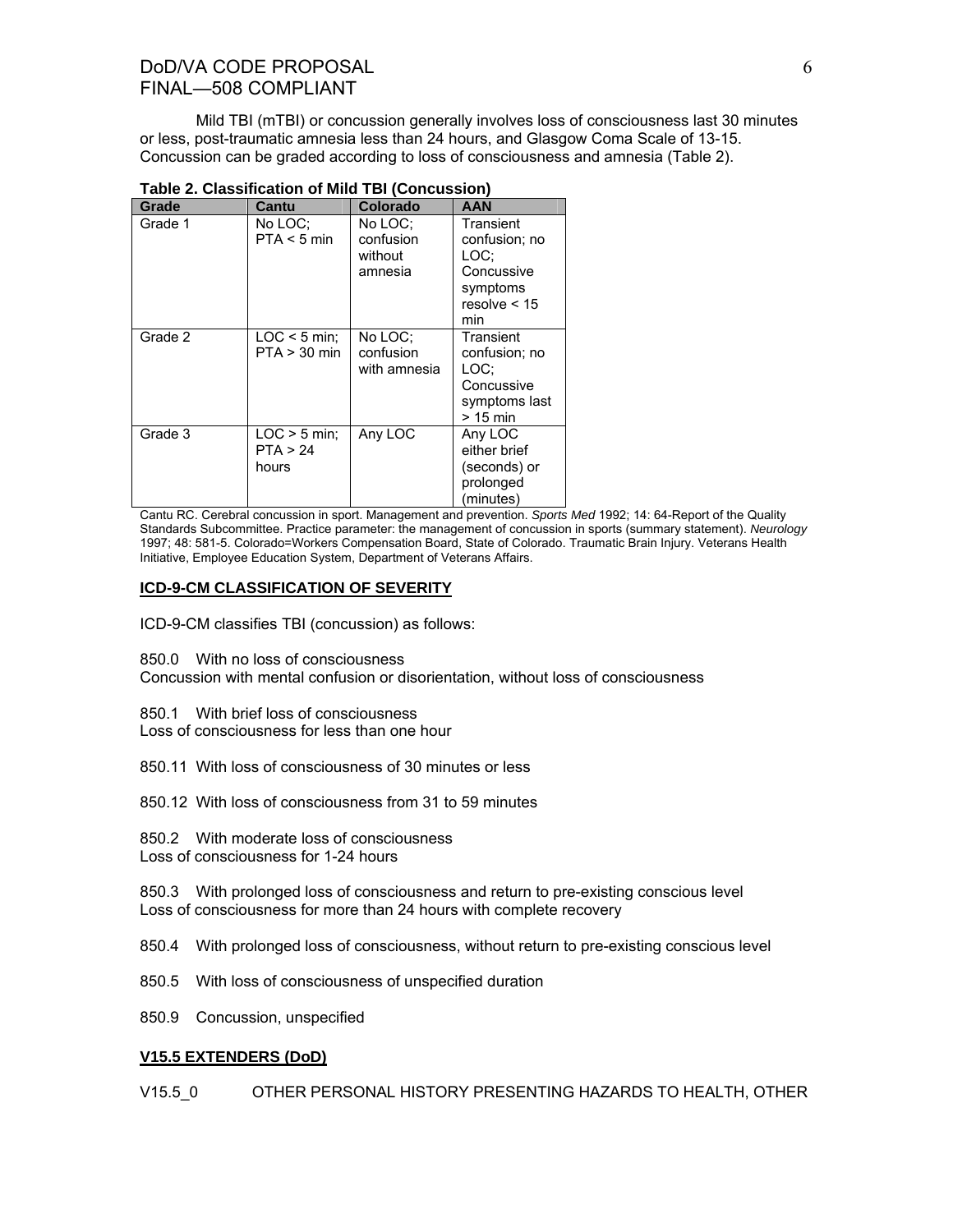Mild TBI (mTBI) or concussion generally involves loss of consciousness last 30 minutes or less, post-traumatic amnesia less than 24 hours, and Glasgow Coma Scale of 13-15. Concussion can be graded according to loss of consciousness and amnesia (Table 2).

**Table 2. Classification of Mild TBI (Concussion)**

| Grade | Cantu | Colorado | AAN |
|---|---|---|---|
| Grade 1 | No LOC; PTA < 5 min | No LOC; confusion without amnesia | Transient confusion; no LOC; Concussive symptoms resolve < 15 min |
| Grade 2 | LOC < 5 min; PTA > 30 min | No LOC; confusion with amnesia | Transient confusion; no LOC; Concussive symptoms last > 15 min |
| Grade 3 | LOC > 5 min; PTA > 24 hours | Any LOC | Any LOC either brief (seconds) or prolonged (minutes) |

Cantu RC. Cerebral concussion in sport. Management and prevention. *Sports Med* 1992; 14: 64-Report of the Quality Standards Subcommittee. Practice parameter: the management of concussion in sports (summary statement). *Neurology* 1997; 48: 581-5. Colorado=Workers Compensation Board, State of Colorado. Traumatic Brain Injury. Veterans Health Initiative, Employee Education System, Department of Veterans Affairs.

## ICD-9-CM CLASSIFICATION OF SEVERITY

ICD-9-CM classifies TBI (concussion) as follows:

850.0 With no loss of consciousness
Concussion with mental confusion or disorientation, without loss of consciousness

850.1 With brief loss of consciousness
Loss of consciousness for less than one hour

850.11 With loss of consciousness of 30 minutes or less

850.12 With loss of consciousness from 31 to 59 minutes

850.2 With moderate loss of consciousness
Loss of consciousness for 1-24 hours

850.3 With prolonged loss of consciousness and return to pre-existing conscious level
Loss of consciousness for more than 24 hours with complete recovery

850.4 With prolonged loss of consciousness, without return to pre-existing conscious level

850.5 With loss of consciousness of unspecified duration

850.9 Concussion, unspecified

## V15.5 EXTENDERS (DoD)

V15.5_0 OTHER PERSONAL HISTORY PRESENTING HAZARDS TO HEALTH, OTHER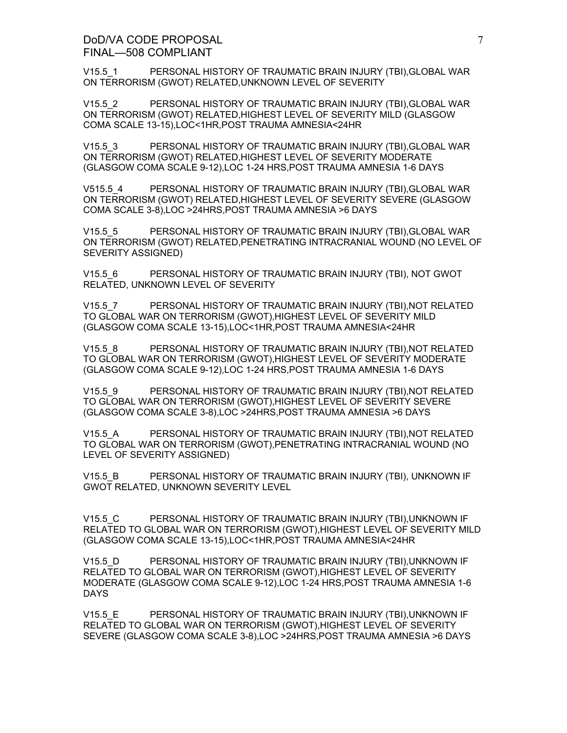V15.5_1 PERSONAL HISTORY OF TRAUMATIC BRAIN INJURY (TBI),GLOBAL WAR ON TERRORISM (GWOT) RELATED,UNKNOWN LEVEL OF SEVERITY

V15.5_2 PERSONAL HISTORY OF TRAUMATIC BRAIN INJURY (TBI),GLOBAL WAR ON TERRORISM (GWOT) RELATED,HIGHEST LEVEL OF SEVERITY MILD (GLASGOW COMA SCALE 13-15),LOC<1HR,POST TRAUMA AMNESIA<24HR

V15.5_3 PERSONAL HISTORY OF TRAUMATIC BRAIN INJURY (TBI),GLOBAL WAR ON TERRORISM (GWOT) RELATED,HIGHEST LEVEL OF SEVERITY MODERATE (GLASGOW COMA SCALE 9-12),LOC 1-24 HRS,POST TRAUMA AMNESIA 1-6 DAYS

V515.5_4 PERSONAL HISTORY OF TRAUMATIC BRAIN INJURY (TBI),GLOBAL WAR ON TERRORISM (GWOT) RELATED,HIGHEST LEVEL OF SEVERITY SEVERE (GLASGOW COMA SCALE 3-8),LOC >24HRS,POST TRAUMA AMNESIA >6 DAYS

V15.5_5 PERSONAL HISTORY OF TRAUMATIC BRAIN INJURY (TBI),GLOBAL WAR ON TERRORISM (GWOT) RELATED,PENETRATING INTRACRANIAL WOUND (NO LEVEL OF SEVERITY ASSIGNED)

V15.5_6 PERSONAL HISTORY OF TRAUMATIC BRAIN INJURY (TBI), NOT GWOT RELATED, UNKNOWN LEVEL OF SEVERITY

V15.5_7 PERSONAL HISTORY OF TRAUMATIC BRAIN INJURY (TBI),NOT RELATED TO GLOBAL WAR ON TERRORISM (GWOT),HIGHEST LEVEL OF SEVERITY MILD (GLASGOW COMA SCALE 13-15),LOC<1HR,POST TRAUMA AMNESIA<24HR

V15.5_8 PERSONAL HISTORY OF TRAUMATIC BRAIN INJURY (TBI),NOT RELATED TO GLOBAL WAR ON TERRORISM (GWOT),HIGHEST LEVEL OF SEVERITY MODERATE (GLASGOW COMA SCALE 9-12),LOC 1-24 HRS,POST TRAUMA AMNESIA 1-6 DAYS

V15.5_9 PERSONAL HISTORY OF TRAUMATIC BRAIN INJURY (TBI),NOT RELATED TO GLOBAL WAR ON TERRORISM (GWOT),HIGHEST LEVEL OF SEVERITY SEVERE (GLASGOW COMA SCALE 3-8),LOC >24HRS,POST TRAUMA AMNESIA >6 DAYS

V15.5_A PERSONAL HISTORY OF TRAUMATIC BRAIN INJURY (TBI),NOT RELATED TO GLOBAL WAR ON TERRORISM (GWOT),PENETRATING INTRACRANIAL WOUND (NO LEVEL OF SEVERITY ASSIGNED)

V15.5_B PERSONAL HISTORY OF TRAUMATIC BRAIN INJURY (TBI), UNKNOWN IF GWOT RELATED, UNKNOWN SEVERITY LEVEL

V15.5_C PERSONAL HISTORY OF TRAUMATIC BRAIN INJURY (TBI),UNKNOWN IF RELATED TO GLOBAL WAR ON TERRORISM (GWOT),HIGHEST LEVEL OF SEVERITY MILD (GLASGOW COMA SCALE 13-15),LOC<1HR,POST TRAUMA AMNESIA<24HR

V15.5_D PERSONAL HISTORY OF TRAUMATIC BRAIN INJURY (TBI),UNKNOWN IF RELATED TO GLOBAL WAR ON TERRORISM (GWOT),HIGHEST LEVEL OF SEVERITY MODERATE (GLASGOW COMA SCALE 9-12),LOC 1-24 HRS,POST TRAUMA AMNESIA 1-6 DAYS

V15.5_E PERSONAL HISTORY OF TRAUMATIC BRAIN INJURY (TBI),UNKNOWN IF RELATED TO GLOBAL WAR ON TERRORISM (GWOT),HIGHEST LEVEL OF SEVERITY SEVERE (GLASGOW COMA SCALE 3-8),LOC >24HRS,POST TRAUMA AMNESIA >6 DAYS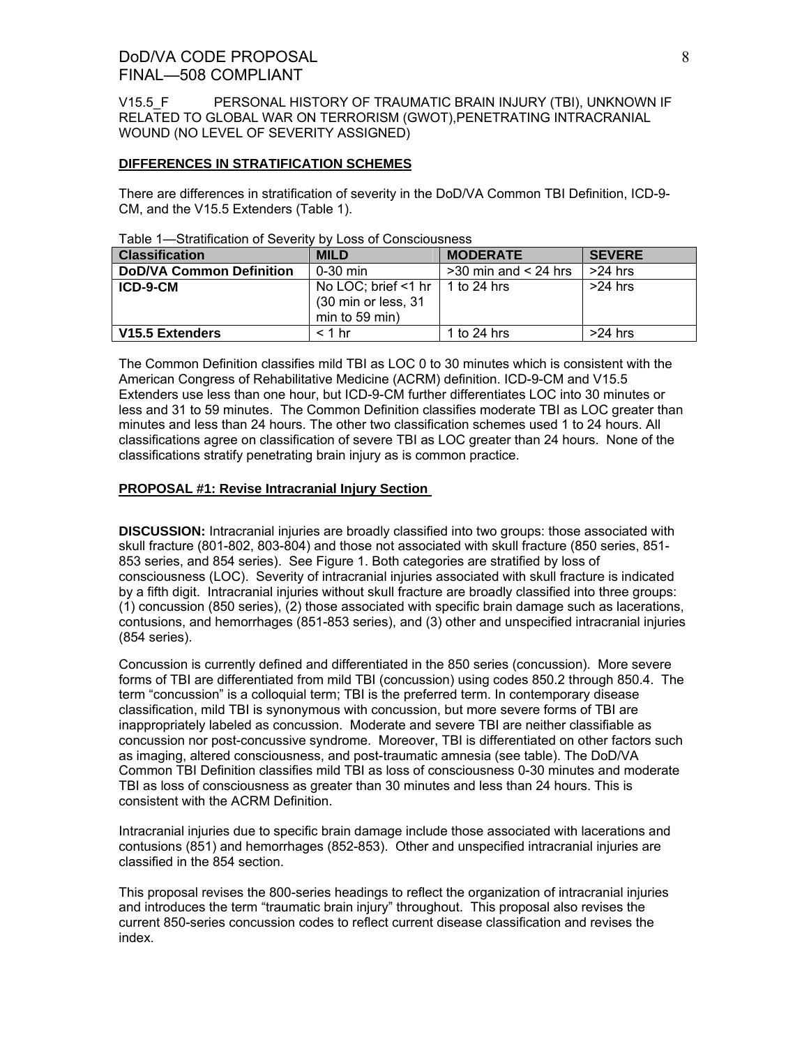V15.5_F PERSONAL HISTORY OF TRAUMATIC BRAIN INJURY (TBI), UNKNOWN IF RELATED TO GLOBAL WAR ON TERRORISM (GWOT),PENETRATING INTRACRANIAL WOUND (NO LEVEL OF SEVERITY ASSIGNED)

**DIFFERENCES IN STRATIFICATION SCHEMES**

There are differences in stratification of severity in the DoD/VA Common TBI Definition, ICD-9-CM, and the V15.5 Extenders (Table 1).

Table 1—Stratification of Severity by Loss of Consciousness

| Classification | MILD | MODERATE | SEVERE |
|---|---|---|---|
| **DoD/VA Common Definition** | 0-30 min | >30 min and < 24 hrs | >24 hrs |
| **ICD-9-CM** | No LOC; brief <1 hr (30 min or less, 31 min to 59 min) | 1 to 24 hrs | >24 hrs |
| **V15.5 Extenders** | < 1 hr | 1 to 24 hrs | >24 hrs |

The Common Definition classifies mild TBI as LOC 0 to 30 minutes which is consistent with the American Congress of Rehabilitative Medicine (ACRM) definition. ICD-9-CM and V15.5 Extenders use less than one hour, but ICD-9-CM further differentiates LOC into 30 minutes or less and 31 to 59 minutes. The Common Definition classifies moderate TBI as LOC greater than minutes and less than 24 hours. The other two classification schemes used 1 to 24 hours. All classifications agree on classification of severe TBI as LOC greater than 24 hours. None of the classifications stratify penetrating brain injury as is common practice.

**PROPOSAL #1: Revise Intracranial Injury Section**

**DISCUSSION:** Intracranial injuries are broadly classified into two groups: those associated with skull fracture (801-802, 803-804) and those not associated with skull fracture (850 series, 851-853 series, and 854 series). See Figure 1. Both categories are stratified by loss of consciousness (LOC). Severity of intracranial injuries associated with skull fracture is indicated by a fifth digit. Intracranial injuries without skull fracture are broadly classified into three groups: (1) concussion (850 series), (2) those associated with specific brain damage such as lacerations, contusions, and hemorrhages (851-853 series), and (3) other and unspecified intracranial injuries (854 series).

Concussion is currently defined and differentiated in the 850 series (concussion). More severe forms of TBI are differentiated from mild TBI (concussion) using codes 850.2 through 850.4. The term "concussion" is a colloquial term; TBI is the preferred term. In contemporary disease classification, mild TBI is synonymous with concussion, but more severe forms of TBI are inappropriately labeled as concussion. Moderate and severe TBI are neither classifiable as concussion nor post-concussive syndrome. Moreover, TBI is differentiated on other factors such as imaging, altered consciousness, and post-traumatic amnesia (see table). The DoD/VA Common TBI Definition classifies mild TBI as loss of consciousness 0-30 minutes and moderate TBI as loss of consciousness as greater than 30 minutes and less than 24 hours. This is consistent with the ACRM Definition.

Intracranial injuries due to specific brain damage include those associated with lacerations and contusions (851) and hemorrhages (852-853). Other and unspecified intracranial injuries are classified in the 854 section.

This proposal revises the 800-series headings to reflect the organization of intracranial injuries and introduces the term "traumatic brain injury" throughout. This proposal also revises the current 850-series concussion codes to reflect current disease classification and revises the index.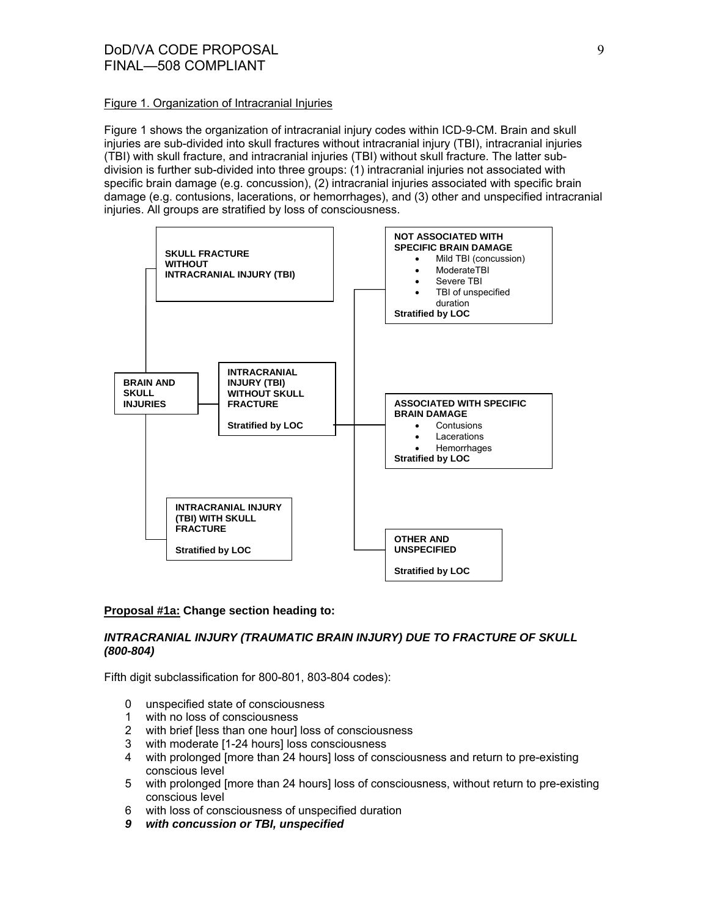Figure 1. Organization of Intracranial Injuries

Figure 1 shows the organization of intracranial injury codes within ICD-9-CM. Brain and skull injuries are sub-divided into skull fractures without intracranial injury (TBI), intracranial injuries (TBI) with skull fracture, and intracranial injuries (TBI) without skull fracture. The latter sub-division is further sub-divided into three groups: (1) intracranial injuries not associated with specific brain damage (e.g. concussion), (2) intracranial injuries associated with specific brain damage (e.g. contusions, lacerations, or hemorrhages), and (3) other and unspecified intracranial injuries. All groups are stratified by loss of consciousness.

- **BRAIN AND SKULL INJURIES**
  - **SKULL FRACTURE WITHOUT INTRACRANIAL INJURY (TBI)**
  - **INTRACRANIAL INJURY (TBI) WITHOUT SKULL FRACTURE** — **Stratified by LOC**
    - **NOT ASSOCIATED WITH SPECIFIC BRAIN DAMAGE**
      - Mild TBI (concussion)
      - ModerateTBI
      - Severe TBI
      - TBI of unspecified duration
      - **Stratified by LOC**
    - **ASSOCIATED WITH SPECIFIC BRAIN DAMAGE**
      - Contusions
      - Lacerations
      - Hemorrhages
      - **Stratified by LOC**
    - **OTHER AND UNSPECIFIED**
      - **Stratified by LOC**
  - **INTRACRANIAL INJURY (TBI) WITH SKULL FRACTURE** — **Stratified by LOC**

**Proposal #1a: Change section heading to:**

***INTRACRANIAL INJURY (TRAUMATIC BRAIN INJURY) DUE TO FRACTURE OF SKULL (800-804)***

Fifth digit subclassification for 800-801, 803-804 codes):

0 unspecified state of consciousness
1 with no loss of consciousness
2 with brief [less than one hour] loss of consciousness
3 with moderate [1-24 hours] loss consciousness
4 with prolonged [more than 24 hours] loss of consciousness and return to pre-existing conscious level
5 with prolonged [more than 24 hours] loss of consciousness, without return to pre-existing conscious level
6 with loss of consciousness of unspecified duration
***9 with concussion or TBI, unspecified***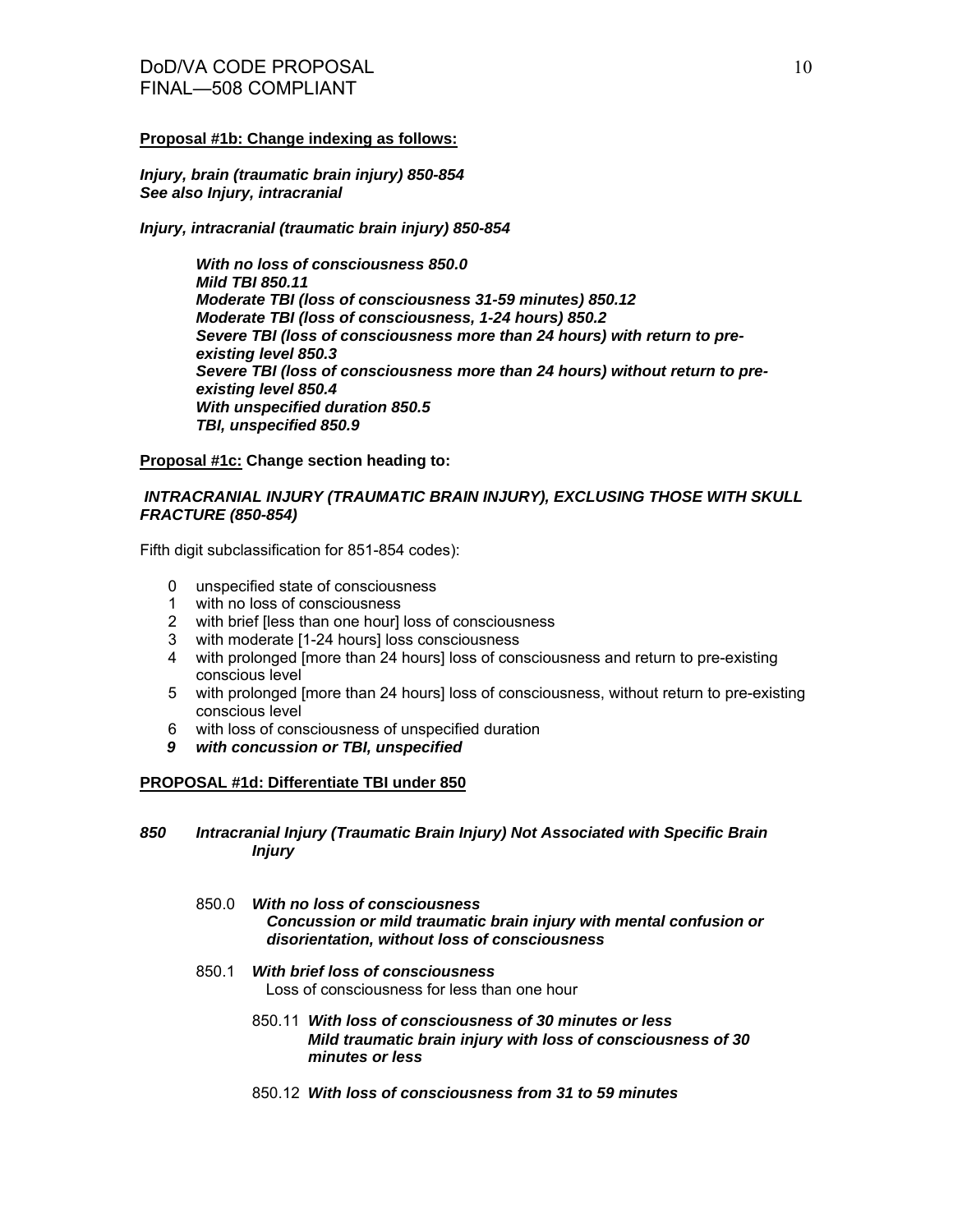**Proposal #1b: Change indexing as follows:**

***Injury, brain (traumatic brain injury) 850-854***
***See also Injury, intracranial***

***Injury, intracranial (traumatic brain injury) 850-854***

> ***With no loss of consciousness 850.0***
> ***Mild TBI 850.11***
> ***Moderate TBI (loss of consciousness 31-59 minutes) 850.12***
> ***Moderate TBI (loss of consciousness, 1-24 hours) 850.2***
> ***Severe TBI (loss of consciousness more than 24 hours) with return to pre-existing level 850.3***
> ***Severe TBI (loss of consciousness more than 24 hours) without return to pre-existing level 850.4***
> ***With unspecified duration 850.5***
> ***TBI, unspecified 850.9***

**Proposal #1c: Change section heading to:**

***INTRACRANIAL INJURY (TRAUMATIC BRAIN INJURY), EXCLUSING THOSE WITH SKULL FRACTURE (850-854)***

Fifth digit subclassification for 851-854 codes):

- 0 unspecified state of consciousness
- 1 with no loss of consciousness
- 2 with brief [less than one hour] loss of consciousness
- 3 with moderate [1-24 hours] loss consciousness
- 4 with prolonged [more than 24 hours] loss of consciousness and return to pre-existing conscious level
- 5 with prolonged [more than 24 hours] loss of consciousness, without return to pre-existing conscious level
- 6 with loss of consciousness of unspecified duration
- ***9 with concussion or TBI, unspecified***

**PROPOSAL #1d: Differentiate TBI under 850**

***850 Intracranial Injury (Traumatic Brain Injury) Not Associated with Specific Brain Injury***

850.0 ***With no loss of consciousness***
***Concussion or mild traumatic brain injury with mental confusion or disorientation, without loss of consciousness***

850.1 ***With brief loss of consciousness***
Loss of consciousness for less than one hour

850.11 ***With loss of consciousness of 30 minutes or less***
***Mild traumatic brain injury with loss of consciousness of 30 minutes or less***

850.12 ***With loss of consciousness from 31 to 59 minutes***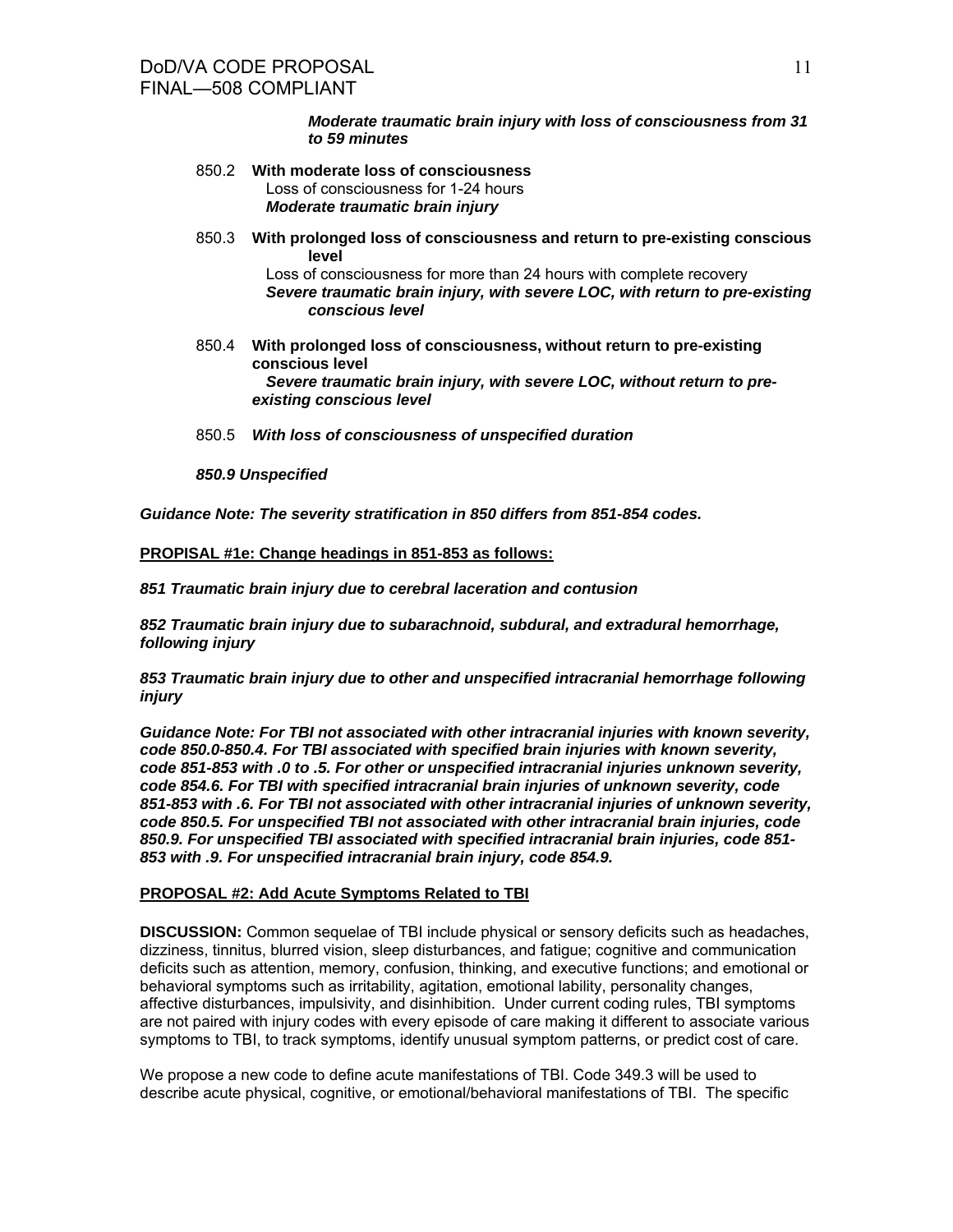*Moderate traumatic brain injury with loss of consciousness from 31 to 59 minutes*

850.2 **With moderate loss of consciousness**
Loss of consciousness for 1-24 hours
***Moderate traumatic brain injury***

850.3 **With prolonged loss of consciousness and return to pre-existing conscious level**
Loss of consciousness for more than 24 hours with complete recovery
***Severe traumatic brain injury, with severe LOC, with return to pre-existing conscious level***

850.4 **With prolonged loss of consciousness, without return to pre-existing conscious level**
***Severe traumatic brain injury, with severe LOC, without return to pre-existing conscious level***

850.5 ***With loss of consciousness of unspecified duration***

***850.9 Unspecified***

***Guidance Note: The severity stratification in 850 differs from 851-854 codes.***

**PROPISAL #1e: Change headings in 851-853 as follows:**

***851 Traumatic brain injury due to cerebral laceration and contusion***

***852 Traumatic brain injury due to subarachnoid, subdural, and extradural hemorrhage, following injury***

***853 Traumatic brain injury due to other and unspecified intracranial hemorrhage following injury***

***Guidance Note: For TBI not associated with other intracranial injuries with known severity, code 850.0-850.4. For TBI associated with specified brain injuries with known severity, code 851-853 with .0 to .5. For other or unspecified intracranial injuries unknown severity, code 854.6. For TBI with specified intracranial brain injuries of unknown severity, code 851-853 with .6. For TBI not associated with other intracranial injuries of unknown severity, code 850.5. For unspecified TBI not associated with other intracranial brain injuries, code 850.9. For unspecified TBI associated with specified intracranial brain injuries, code 851-853 with .9. For unspecified intracranial brain injury, code 854.9.***

**PROPOSAL #2: Add Acute Symptoms Related to TBI**

**DISCUSSION:** Common sequelae of TBI include physical or sensory deficits such as headaches, dizziness, tinnitus, blurred vision, sleep disturbances, and fatigue; cognitive and communication deficits such as attention, memory, confusion, thinking, and executive functions; and emotional or behavioral symptoms such as irritability, agitation, emotional lability, personality changes, affective disturbances, impulsivity, and disinhibition. Under current coding rules, TBI symptoms are not paired with injury codes with every episode of care making it different to associate various symptoms to TBI, to track symptoms, identify unusual symptom patterns, or predict cost of care.

We propose a new code to define acute manifestations of TBI. Code 349.3 will be used to describe acute physical, cognitive, or emotional/behavioral manifestations of TBI. The specific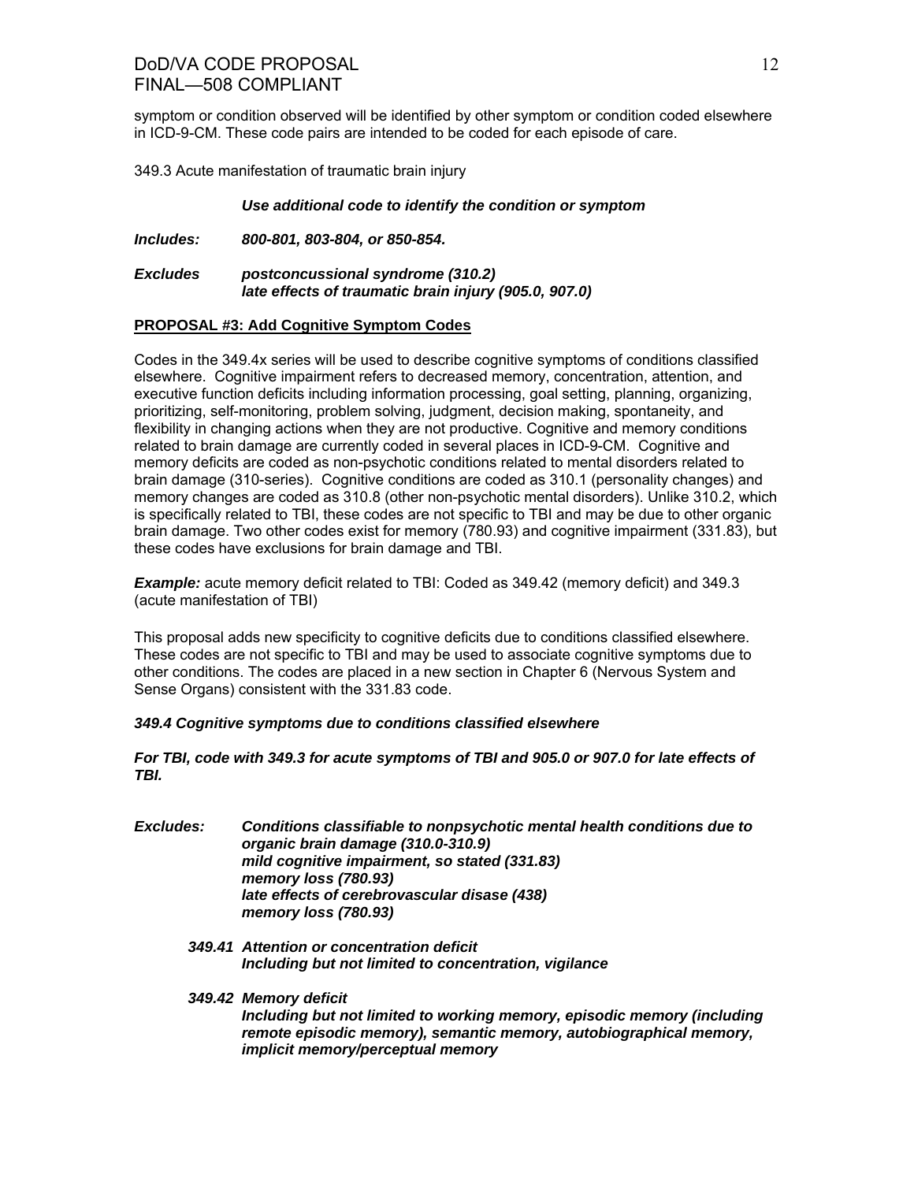symptom or condition observed will be identified by other symptom or condition coded elsewhere in ICD-9-CM. These code pairs are intended to be coded for each episode of care.

349.3 Acute manifestation of traumatic brain injury

***Use additional code to identify the condition or symptom***

***Includes:*** ***800-801, 803-804, or 850-854.***

***Excludes*** ***postconcussional syndrome (310.2)***
***late effects of traumatic brain injury (905.0, 907.0)***

**PROPOSAL #3: Add Cognitive Symptom Codes**

Codes in the 349.4x series will be used to describe cognitive symptoms of conditions classified elsewhere. Cognitive impairment refers to decreased memory, concentration, attention, and executive function deficits including information processing, goal setting, planning, organizing, prioritizing, self-monitoring, problem solving, judgment, decision making, spontaneity, and flexibility in changing actions when they are not productive. Cognitive and memory conditions related to brain damage are currently coded in several places in ICD-9-CM. Cognitive and memory deficits are coded as non-psychotic conditions related to mental disorders related to brain damage (310-series). Cognitive conditions are coded as 310.1 (personality changes) and memory changes are coded as 310.8 (other non-psychotic mental disorders). Unlike 310.2, which is specifically related to TBI, these codes are not specific to TBI and may be due to other organic brain damage. Two other codes exist for memory (780.93) and cognitive impairment (331.83), but these codes have exclusions for brain damage and TBI.

***Example:*** acute memory deficit related to TBI: Coded as 349.42 (memory deficit) and 349.3 (acute manifestation of TBI)

This proposal adds new specificity to cognitive deficits due to conditions classified elsewhere. These codes are not specific to TBI and may be used to associate cognitive symptoms due to other conditions. The codes are placed in a new section in Chapter 6 (Nervous System and Sense Organs) consistent with the 331.83 code.

***349.4 Cognitive symptoms due to conditions classified elsewhere***

***For TBI, code with 349.3 for acute symptoms of TBI and 905.0 or 907.0 for late effects of TBI.***

***Excludes:*** ***Conditions classifiable to nonpsychotic mental health conditions due to organic brain damage (310.0-310.9)***
***mild cognitive impairment, so stated (331.83)***
***memory loss (780.93)***
***late effects of cerebrovascular disase (438)***
***memory loss (780.93)***

***349.41 Attention or concentration deficit***
***Including but not limited to concentration, vigilance***

***349.42 Memory deficit***
***Including but not limited to working memory, episodic memory (including remote episodic memory), semantic memory, autobiographical memory, implicit memory/perceptual memory***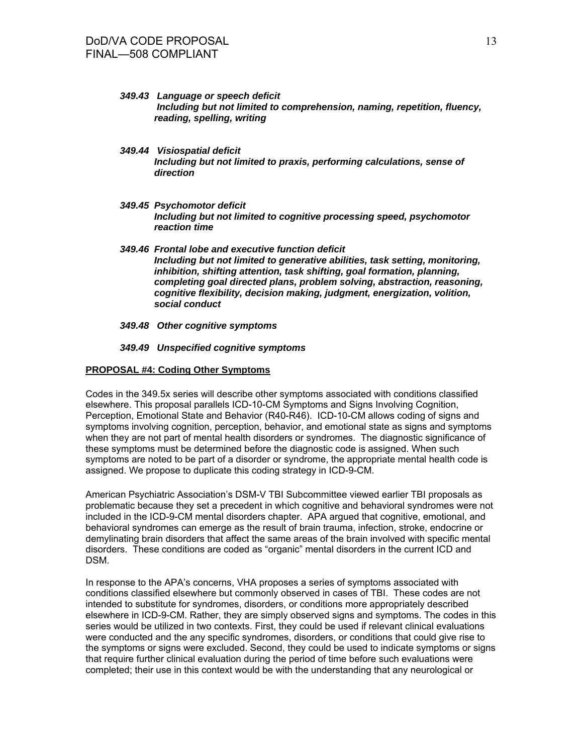***349.43 Language or speech deficit***
***Including but not limited to comprehension, naming, repetition, fluency, reading, spelling, writing***

***349.44 Visiospatial deficit***
***Including but not limited to praxis, performing calculations, sense of direction***

***349.45 Psychomotor deficit***
***Including but not limited to cognitive processing speed, psychomotor reaction time***

***349.46 Frontal lobe and executive function deficit***
***Including but not limited to generative abilities, task setting, monitoring, inhibition, shifting attention, task shifting, goal formation, planning, completing goal directed plans, problem solving, abstraction, reasoning, cognitive flexibility, decision making, judgment, energization, volition, social conduct***

***349.48 Other cognitive symptoms***

***349.49 Unspecified cognitive symptoms***

**PROPOSAL #4: Coding Other Symptoms**

Codes in the 349.5x series will describe other symptoms associated with conditions classified elsewhere. This proposal parallels ICD-10-CM Symptoms and Signs Involving Cognition, Perception, Emotional State and Behavior (R40-R46). ICD-10-CM allows coding of signs and symptoms involving cognition, perception, behavior, and emotional state as signs and symptoms when they are not part of mental health disorders or syndromes. The diagnostic significance of these symptoms must be determined before the diagnostic code is assigned. When such symptoms are noted to be part of a disorder or syndrome, the appropriate mental health code is assigned. We propose to duplicate this coding strategy in ICD-9-CM.

American Psychiatric Association's DSM-V TBI Subcommittee viewed earlier TBI proposals as problematic because they set a precedent in which cognitive and behavioral syndromes were not included in the ICD-9-CM mental disorders chapter. APA argued that cognitive, emotional, and behavioral syndromes can emerge as the result of brain trauma, infection, stroke, endocrine or demylinating brain disorders that affect the same areas of the brain involved with specific mental disorders. These conditions are coded as "organic" mental disorders in the current ICD and DSM.

In response to the APA's concerns, VHA proposes a series of symptoms associated with conditions classified elsewhere but commonly observed in cases of TBI. These codes are not intended to substitute for syndromes, disorders, or conditions more appropriately described elsewhere in ICD-9-CM. Rather, they are simply observed signs and symptoms. The codes in this series would be utilized in two contexts. First, they could be used if relevant clinical evaluations were conducted and the any specific syndromes, disorders, or conditions that could give rise to the symptoms or signs were excluded. Second, they could be used to indicate symptoms or signs that require further clinical evaluation during the period of time before such evaluations were completed; their use in this context would be with the understanding that any neurological or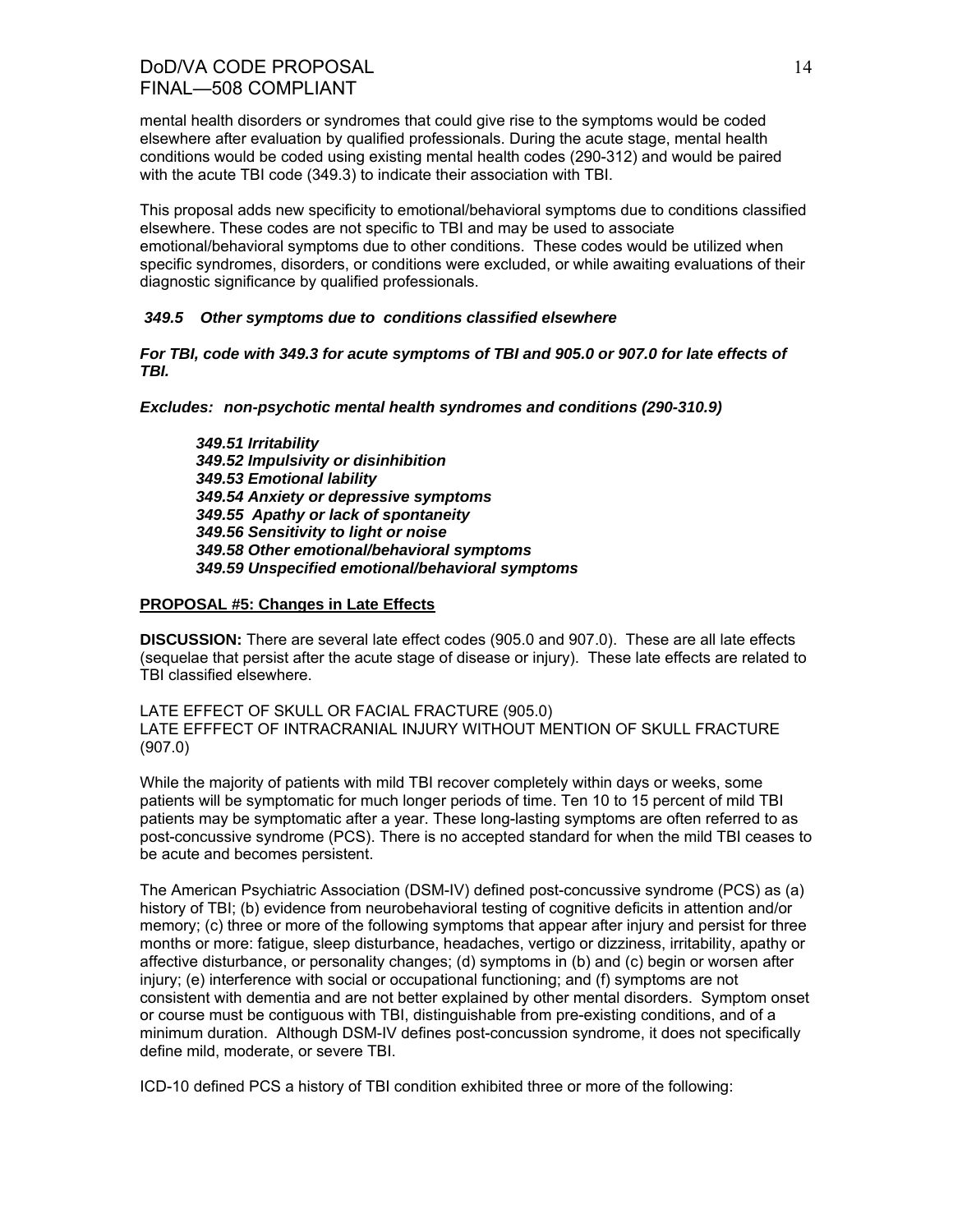mental health disorders or syndromes that could give rise to the symptoms would be coded elsewhere after evaluation by qualified professionals. During the acute stage, mental health conditions would be coded using existing mental health codes (290-312) and would be paired with the acute TBI code (349.3) to indicate their association with TBI.

This proposal adds new specificity to emotional/behavioral symptoms due to conditions classified elsewhere. These codes are not specific to TBI and may be used to associate emotional/behavioral symptoms due to other conditions. These codes would be utilized when specific syndromes, disorders, or conditions were excluded, or while awaiting evaluations of their diagnostic significance by qualified professionals.

***349.5 Other symptoms due to conditions classified elsewhere***

***For TBI, code with 349.3 for acute symptoms of TBI and 905.0 or 907.0 for late effects of TBI.***

***Excludes: non-psychotic mental health syndromes and conditions (290-310.9)***

> ***349.51 Irritability***
> ***349.52 Impulsivity or disinhibition***
> ***349.53 Emotional lability***
> ***349.54 Anxiety or depressive symptoms***
> ***349.55 Apathy or lack of spontaneity***
> ***349.56 Sensitivity to light or noise***
> ***349.58 Other emotional/behavioral symptoms***
> ***349.59 Unspecified emotional/behavioral symptoms***

**PROPOSAL #5: Changes in Late Effects**

**DISCUSSION:** There are several late effect codes (905.0 and 907.0). These are all late effects (sequelae that persist after the acute stage of disease or injury). These late effects are related to TBI classified elsewhere.

LATE EFFECT OF SKULL OR FACIAL FRACTURE (905.0)
LATE EFFFECT OF INTRACRANIAL INJURY WITHOUT MENTION OF SKULL FRACTURE (907.0)

While the majority of patients with mild TBI recover completely within days or weeks, some patients will be symptomatic for much longer periods of time. Ten 10 to 15 percent of mild TBI patients may be symptomatic after a year. These long-lasting symptoms are often referred to as post-concussive syndrome (PCS). There is no accepted standard for when the mild TBI ceases to be acute and becomes persistent.

The American Psychiatric Association (DSM-IV) defined post-concussive syndrome (PCS) as (a) history of TBI; (b) evidence from neurobehavioral testing of cognitive deficits in attention and/or memory; (c) three or more of the following symptoms that appear after injury and persist for three months or more: fatigue, sleep disturbance, headaches, vertigo or dizziness, irritability, apathy or affective disturbance, or personality changes; (d) symptoms in (b) and (c) begin or worsen after injury; (e) interference with social or occupational functioning; and (f) symptoms are not consistent with dementia and are not better explained by other mental disorders. Symptom onset or course must be contiguous with TBI, distinguishable from pre-existing conditions, and of a minimum duration. Although DSM-IV defines post-concussion syndrome, it does not specifically define mild, moderate, or severe TBI.

ICD-10 defined PCS a history of TBI condition exhibited three or more of the following: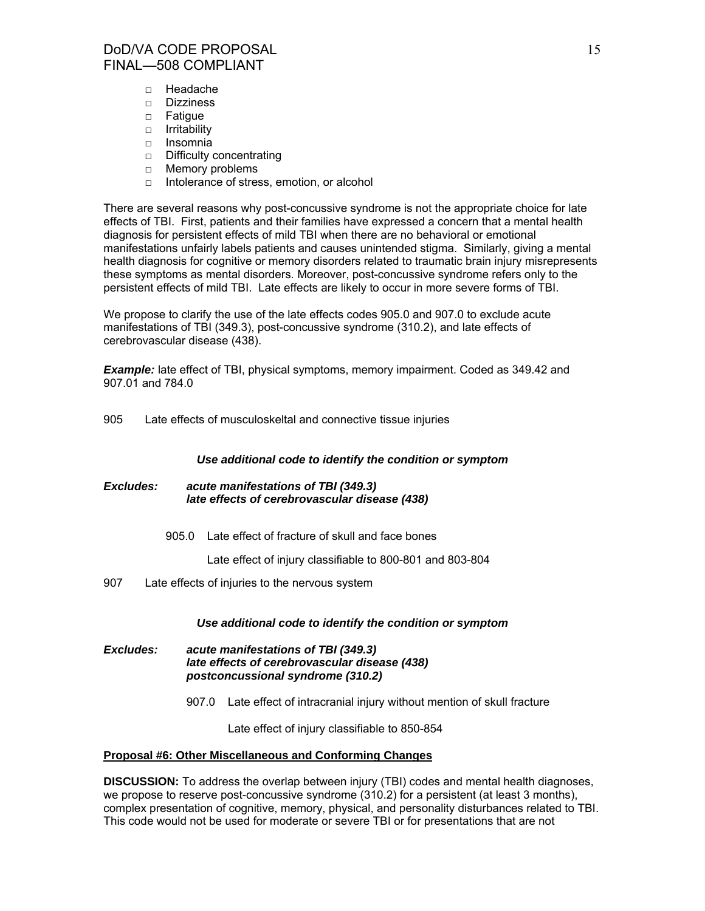- Headache
- Dizziness
- Fatigue
- Irritability
- Insomnia
- Difficulty concentrating
- Memory problems
- Intolerance of stress, emotion, or alcohol

There are several reasons why post-concussive syndrome is not the appropriate choice for late effects of TBI. First, patients and their families have expressed a concern that a mental health diagnosis for persistent effects of mild TBI when there are no behavioral or emotional manifestations unfairly labels patients and causes unintended stigma. Similarly, giving a mental health diagnosis for cognitive or memory disorders related to traumatic brain injury misrepresents these symptoms as mental disorders. Moreover, post-concussive syndrome refers only to the persistent effects of mild TBI. Late effects are likely to occur in more severe forms of TBI.

We propose to clarify the use of the late effects codes 905.0 and 907.0 to exclude acute manifestations of TBI (349.3), post-concussive syndrome (310.2), and late effects of cerebrovascular disease (438).

***Example:*** late effect of TBI, physical symptoms, memory impairment. Coded as 349.42 and 907.01 and 784.0

905 Late effects of musculoskeltal and connective tissue injuries

***Use additional code to identify the condition or symptom***

***Excludes:*** ***acute manifestations of TBI (349.3)***
***late effects of cerebrovascular disease (438)***

905.0 Late effect of fracture of skull and face bones

Late effect of injury classifiable to 800-801 and 803-804

907 Late effects of injuries to the nervous system

***Use additional code to identify the condition or symptom***

***Excludes:*** ***acute manifestations of TBI (349.3)***
***late effects of cerebrovascular disease (438)***
***postconcussional syndrome (310.2)***

907.0 Late effect of intracranial injury without mention of skull fracture

Late effect of injury classifiable to 850-854

**Proposal #6: Other Miscellaneous and Conforming Changes**

**DISCUSSION:** To address the overlap between injury (TBI) codes and mental health diagnoses, we propose to reserve post-concussive syndrome (310.2) for a persistent (at least 3 months), complex presentation of cognitive, memory, physical, and personality disturbances related to TBI. This code would not be used for moderate or severe TBI or for presentations that are not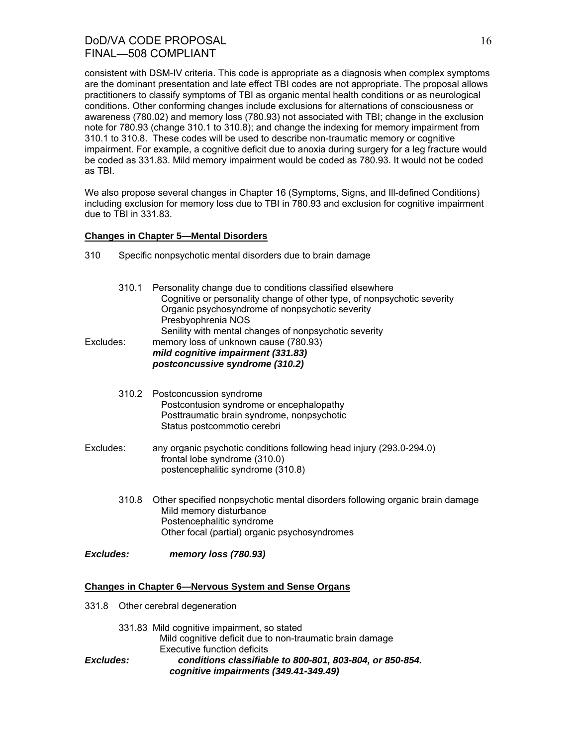consistent with DSM-IV criteria. This code is appropriate as a diagnosis when complex symptoms are the dominant presentation and late effect TBI codes are not appropriate. The proposal allows practitioners to classify symptoms of TBI as organic mental health conditions or as neurological conditions. Other conforming changes include exclusions for alternations of consciousness or awareness (780.02) and memory loss (780.93) not associated with TBI; change in the exclusion note for 780.93 (change 310.1 to 310.8); and change the indexing for memory impairment from 310.1 to 310.8. These codes will be used to describe non-traumatic memory or cognitive impairment. For example, a cognitive deficit due to anoxia during surgery for a leg fracture would be coded as 331.83. Mild memory impairment would be coded as 780.93. It would not be coded as TBI.

We also propose several changes in Chapter 16 (Symptoms, Signs, and Ill-defined Conditions) including exclusion for memory loss due to TBI in 780.93 and exclusion for cognitive impairment due to TBI in 331.83.

**Changes in Chapter 5—Mental Disorders**

310 Specific nonpsychotic mental disorders due to brain damage

310.1 Personality change due to conditions classified elsewhere
Cognitive or personality change of other type, of nonpsychotic severity
Organic psychosyndrome of nonpsychotic severity
Presbyophrenia NOS
Senility with mental changes of nonpsychotic severity

Excludes: memory loss of unknown cause (780.93)
***mild cognitive impairment (331.83)***
***postconcussive syndrome (310.2)***

310.2 Postconcussion syndrome
Postcontusion syndrome or encephalopathy
Posttraumatic brain syndrome, nonpsychotic
Status postcommotio cerebri

Excludes: any organic psychotic conditions following head injury (293.0-294.0)
frontal lobe syndrome (310.0)
postencephalitic syndrome (310.8)

310.8 Other specified nonpsychotic mental disorders following organic brain damage
Mild memory disturbance
Postencephalitic syndrome
Other focal (partial) organic psychosyndromes

***Excludes: memory loss (780.93)***

**Changes in Chapter 6—Nervous System and Sense Organs**

331.8 Other cerebral degeneration

331.83 Mild cognitive impairment, so stated
Mild cognitive deficit due to non-traumatic brain damage
Executive function deficits

***Excludes: conditions classifiable to 800-801, 803-804, or 850-854.***
***cognitive impairments (349.41-349.49)***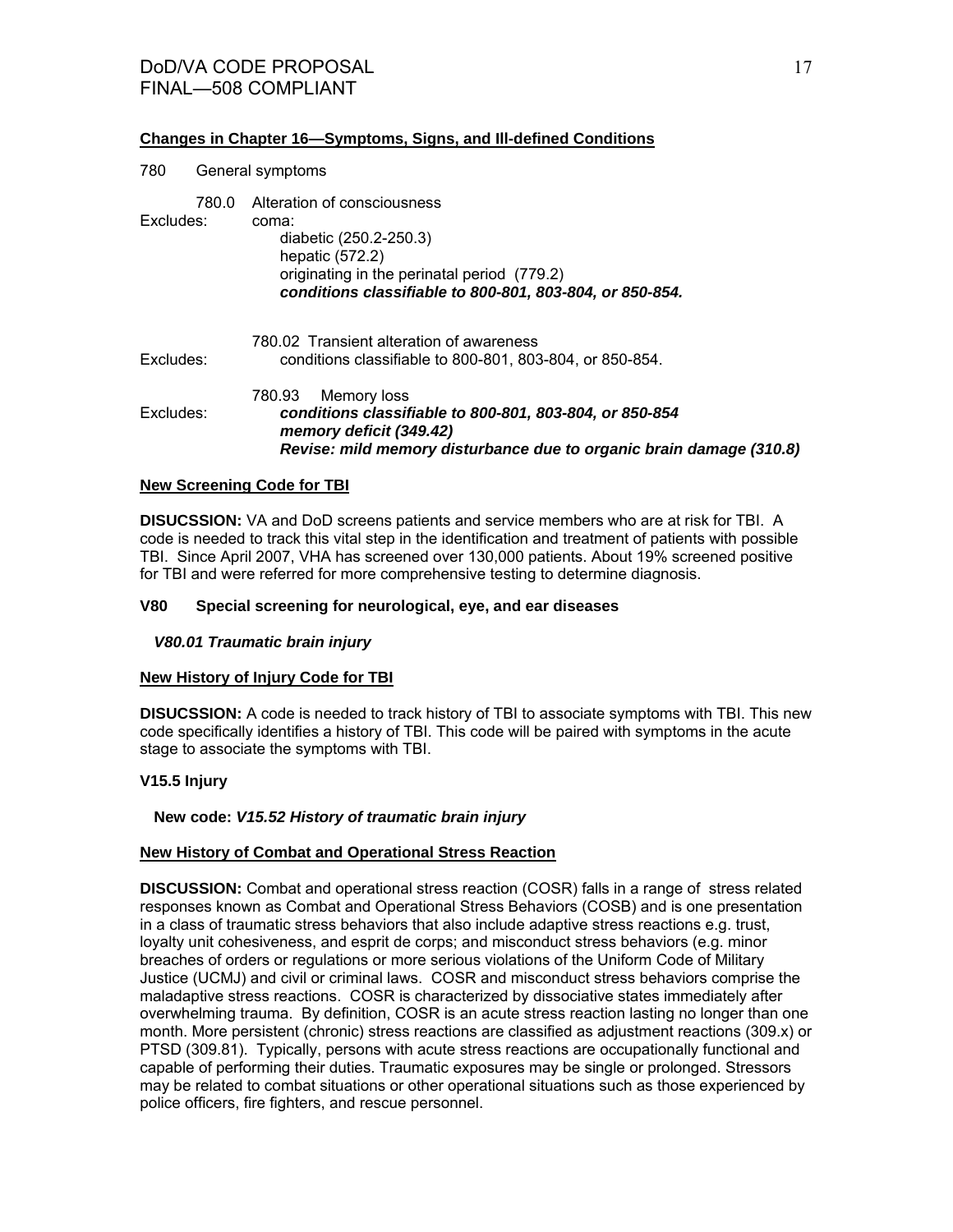**Changes in Chapter 16—Symptoms, Signs, and Ill-defined Conditions**

780 General symptoms

780.0 Alteration of consciousness

Excludes: coma:

diabetic (250.2-250.3)

hepatic (572.2)

originating in the perinatal period (779.2)

***conditions classifiable to 800-801, 803-804, or 850-854.***

780.02 Transient alteration of awareness

Excludes: conditions classifiable to 800-801, 803-804, or 850-854.

780.93 Memory loss

Excludes: ***conditions classifiable to 800-801, 803-804, or 850-854***

***memory deficit (349.42)***

***Revise: mild memory disturbance due to organic brain damage (310.8)***

**New Screening Code for TBI**

**DISUCSSION:** VA and DoD screens patients and service members who are at risk for TBI. A code is needed to track this vital step in the identification and treatment of patients with possible TBI. Since April 2007, VHA has screened over 130,000 patients. About 19% screened positive for TBI and were referred for more comprehensive testing to determine diagnosis.

**V80 Special screening for neurological, eye, and ear diseases**

***V80.01 Traumatic brain injury***

**New History of Injury Code for TBI**

**DISUCSSION:** A code is needed to track history of TBI to associate symptoms with TBI. This new code specifically identifies a history of TBI. This code will be paired with symptoms in the acute stage to associate the symptoms with TBI.

**V15.5 Injury**

**New code:** ***V15.52 History of traumatic brain injury***

**New History of Combat and Operational Stress Reaction**

**DISCUSSION:** Combat and operational stress reaction (COSR) falls in a range of stress related responses known as Combat and Operational Stress Behaviors (COSB) and is one presentation in a class of traumatic stress behaviors that also include adaptive stress reactions e.g. trust, loyalty unit cohesiveness, and esprit de corps; and misconduct stress behaviors (e.g. minor breaches of orders or regulations or more serious violations of the Uniform Code of Military Justice (UCMJ) and civil or criminal laws. COSR and misconduct stress behaviors comprise the maladaptive stress reactions. COSR is characterized by dissociative states immediately after overwhelming trauma. By definition, COSR is an acute stress reaction lasting no longer than one month. More persistent (chronic) stress reactions are classified as adjustment reactions (309.x) or PTSD (309.81). Typically, persons with acute stress reactions are occupationally functional and capable of performing their duties. Traumatic exposures may be single or prolonged. Stressors may be related to combat situations or other operational situations such as those experienced by police officers, fire fighters, and rescue personnel.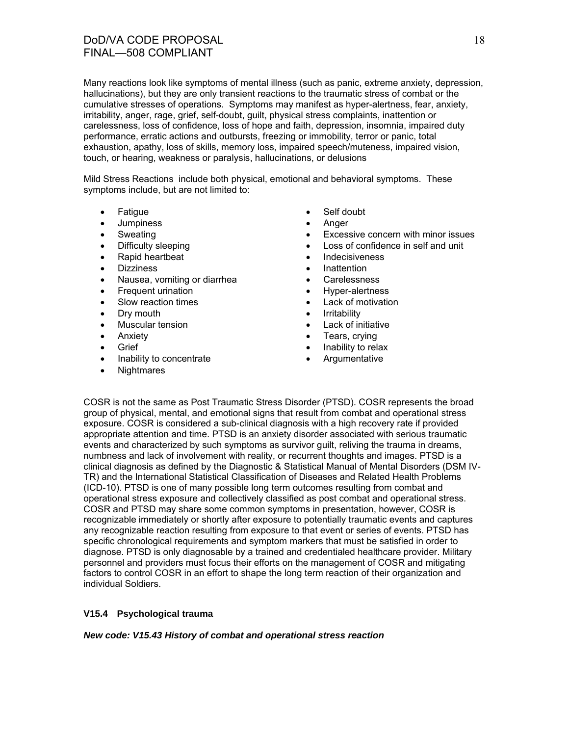Many reactions look like symptoms of mental illness (such as panic, extreme anxiety, depression, hallucinations), but they are only transient reactions to the traumatic stress of combat or the cumulative stresses of operations. Symptoms may manifest as hyper-alertness, fear, anxiety, irritability, anger, rage, grief, self-doubt, guilt, physical stress complaints, inattention or carelessness, loss of confidence, loss of hope and faith, depression, insomnia, impaired duty performance, erratic actions and outbursts, freezing or immobility, terror or panic, total exhaustion, apathy, loss of skills, memory loss, impaired speech/muteness, impaired vision, touch, or hearing, weakness or paralysis, hallucinations, or delusions

Mild Stress Reactions include both physical, emotional and behavioral symptoms. These symptoms include, but are not limited to:

- Fatigue
- Jumpiness
- Sweating
- Difficulty sleeping
- Rapid heartbeat
- Dizziness
- Nausea, vomiting or diarrhea
- Frequent urination
- Slow reaction times
- Dry mouth
- Muscular tension
- Anxiety
- Grief
- Inability to concentrate
- Nightmares
- Self doubt
- Anger
- Excessive concern with minor issues
- Loss of confidence in self and unit
- Indecisiveness
- Inattention
- Carelessness
- Hyper-alertness
- Lack of motivation
- Irritability
- Lack of initiative
- Tears, crying
- Inability to relax
- Argumentative

COSR is not the same as Post Traumatic Stress Disorder (PTSD). COSR represents the broad group of physical, mental, and emotional signs that result from combat and operational stress exposure. COSR is considered a sub-clinical diagnosis with a high recovery rate if provided appropriate attention and time. PTSD is an anxiety disorder associated with serious traumatic events and characterized by such symptoms as survivor guilt, reliving the trauma in dreams, numbness and lack of involvement with reality, or recurrent thoughts and images. PTSD is a clinical diagnosis as defined by the Diagnostic & Statistical Manual of Mental Disorders (DSM IV-TR) and the International Statistical Classification of Diseases and Related Health Problems (ICD-10). PTSD is one of many possible long term outcomes resulting from combat and operational stress exposure and collectively classified as post combat and operational stress. COSR and PTSD may share some common symptoms in presentation, however, COSR is recognizable immediately or shortly after exposure to potentially traumatic events and captures any recognizable reaction resulting from exposure to that event or series of events. PTSD has specific chronological requirements and symptom markers that must be satisfied in order to diagnose. PTSD is only diagnosable by a trained and credentialed healthcare provider. Military personnel and providers must focus their efforts on the management of COSR and mitigating factors to control COSR in an effort to shape the long term reaction of their organization and individual Soldiers.

**V15.4 Psychological trauma**

***New code: V15.43 History of combat and operational stress reaction***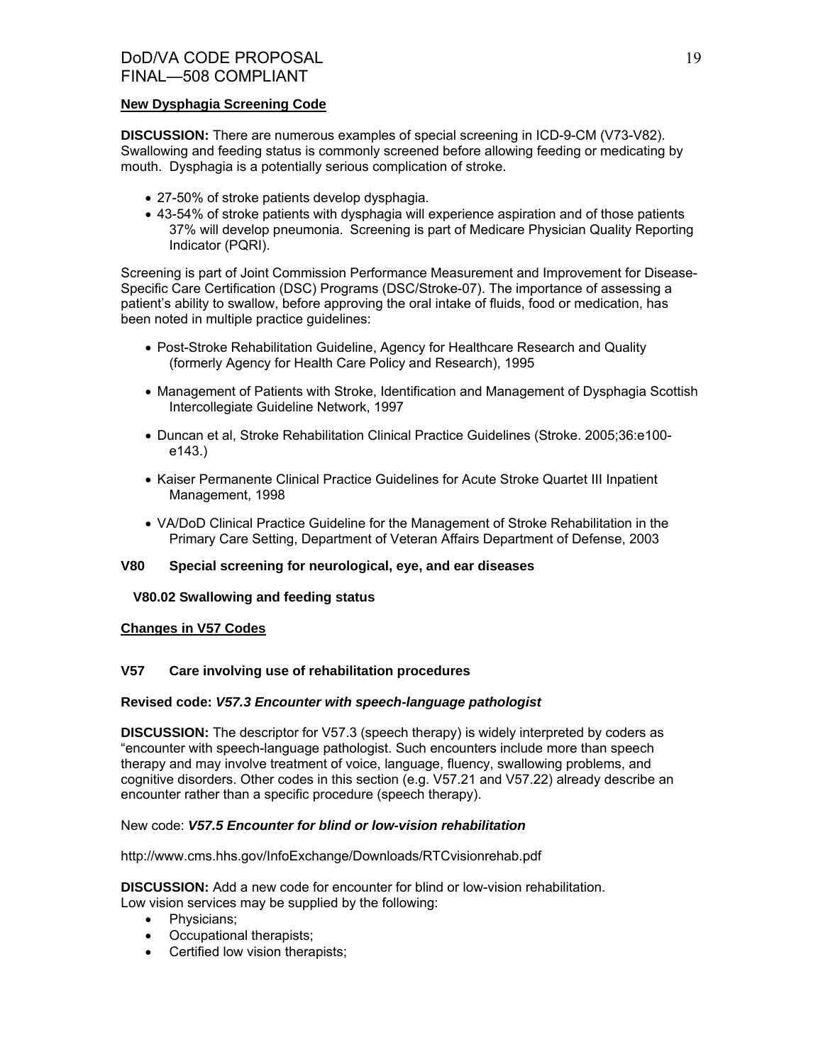**New Dysphagia Screening Code**

**DISCUSSION:** There are numerous examples of special screening in ICD-9-CM (V73-V82). Swallowing and feeding status is commonly screened before allowing feeding or medicating by mouth. Dysphagia is a potentially serious complication of stroke.

- 27-50% of stroke patients develop dysphagia.
- 43-54% of stroke patients with dysphagia will experience aspiration and of those patients 37% will develop pneumonia. Screening is part of Medicare Physician Quality Reporting Indicator (PQRI).

Screening is part of Joint Commission Performance Measurement and Improvement for Disease-Specific Care Certification (DSC) Programs (DSC/Stroke-07). The importance of assessing a patient's ability to swallow, before approving the oral intake of fluids, food or medication, has been noted in multiple practice guidelines:

- Post-Stroke Rehabilitation Guideline, Agency for Healthcare Research and Quality (formerly Agency for Health Care Policy and Research), 1995
- Management of Patients with Stroke, Identification and Management of Dysphagia Scottish Intercollegiate Guideline Network, 1997
- Duncan et al, Stroke Rehabilitation Clinical Practice Guidelines (Stroke. 2005;36:e100-e143.)
- Kaiser Permanente Clinical Practice Guidelines for Acute Stroke Quartet III Inpatient Management, 1998
- VA/DoD Clinical Practice Guideline for the Management of Stroke Rehabilitation in the Primary Care Setting, Department of Veteran Affairs Department of Defense, 2003

**V80 Special screening for neurological, eye, and ear diseases**

**V80.02 Swallowing and feeding status**

**Changes in V57 Codes**

**V57 Care involving use of rehabilitation procedures**

**Revised code:** ***V57.3 Encounter with speech-language pathologist***

**DISCUSSION:** The descriptor for V57.3 (speech therapy) is widely interpreted by coders as "encounter with speech-language pathologist. Such encounters include more than speech therapy and may involve treatment of voice, language, fluency, swallowing problems, and cognitive disorders. Other codes in this section (e.g. V57.21 and V57.22) already describe an encounter rather than a specific procedure (speech therapy).

New code: ***V57.5 Encounter for blind or low-vision rehabilitation***

http://www.cms.hhs.gov/InfoExchange/Downloads/RTCvisionrehab.pdf

**DISCUSSION:** Add a new code for encounter for blind or low-vision rehabilitation. Low vision services may be supplied by the following:

- Physicians;
- Occupational therapists;
- Certified low vision therapists;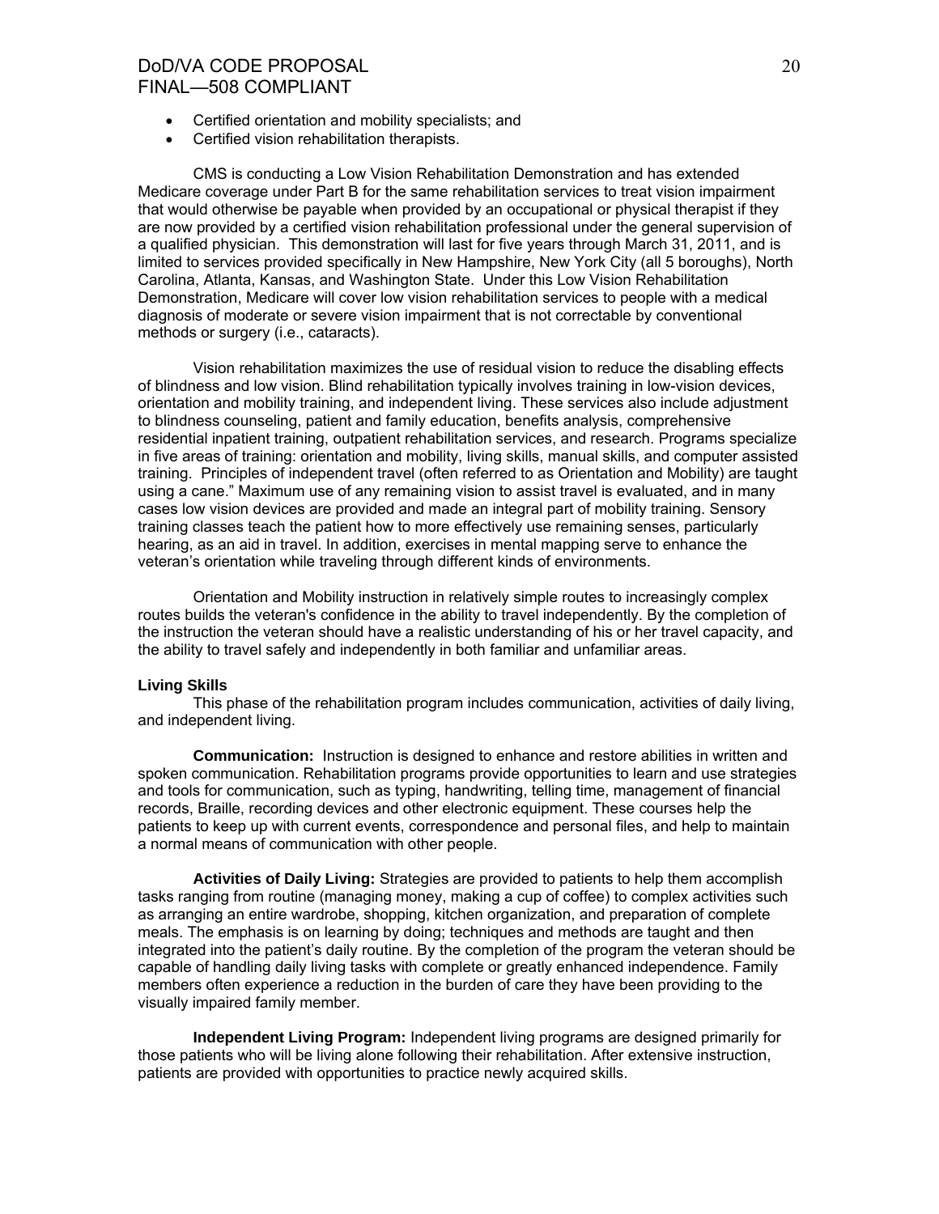- Certified orientation and mobility specialists; and
- Certified vision rehabilitation therapists.

CMS is conducting a Low Vision Rehabilitation Demonstration and has extended Medicare coverage under Part B for the same rehabilitation services to treat vision impairment that would otherwise be payable when provided by an occupational or physical therapist if they are now provided by a certified vision rehabilitation professional under the general supervision of a qualified physician. This demonstration will last for five years through March 31, 2011, and is limited to services provided specifically in New Hampshire, New York City (all 5 boroughs), North Carolina, Atlanta, Kansas, and Washington State. Under this Low Vision Rehabilitation Demonstration, Medicare will cover low vision rehabilitation services to people with a medical diagnosis of moderate or severe vision impairment that is not correctable by conventional methods or surgery (i.e., cataracts).

Vision rehabilitation maximizes the use of residual vision to reduce the disabling effects of blindness and low vision. Blind rehabilitation typically involves training in low-vision devices, orientation and mobility training, and independent living. These services also include adjustment to blindness counseling, patient and family education, benefits analysis, comprehensive residential inpatient training, outpatient rehabilitation services, and research. Programs specialize in five areas of training: orientation and mobility, living skills, manual skills, and computer assisted training. Principles of independent travel (often referred to as Orientation and Mobility) are taught using a cane." Maximum use of any remaining vision to assist travel is evaluated, and in many cases low vision devices are provided and made an integral part of mobility training. Sensory training classes teach the patient how to more effectively use remaining senses, particularly hearing, as an aid in travel. In addition, exercises in mental mapping serve to enhance the veteran's orientation while traveling through different kinds of environments.

Orientation and Mobility instruction in relatively simple routes to increasingly complex routes builds the veteran's confidence in the ability to travel independently. By the completion of the instruction the veteran should have a realistic understanding of his or her travel capacity, and the ability to travel safely and independently in both familiar and unfamiliar areas.

**Living Skills**

This phase of the rehabilitation program includes communication, activities of daily living, and independent living.

**Communication:** Instruction is designed to enhance and restore abilities in written and spoken communication. Rehabilitation programs provide opportunities to learn and use strategies and tools for communication, such as typing, handwriting, telling time, management of financial records, Braille, recording devices and other electronic equipment. These courses help the patients to keep up with current events, correspondence and personal files, and help to maintain a normal means of communication with other people.

**Activities of Daily Living:** Strategies are provided to patients to help them accomplish tasks ranging from routine (managing money, making a cup of coffee) to complex activities such as arranging an entire wardrobe, shopping, kitchen organization, and preparation of complete meals. The emphasis is on learning by doing; techniques and methods are taught and then integrated into the patient's daily routine. By the completion of the program the veteran should be capable of handling daily living tasks with complete or greatly enhanced independence. Family members often experience a reduction in the burden of care they have been providing to the visually impaired family member.

**Independent Living Program:** Independent living programs are designed primarily for those patients who will be living alone following their rehabilitation. After extensive instruction, patients are provided with opportunities to practice newly acquired skills.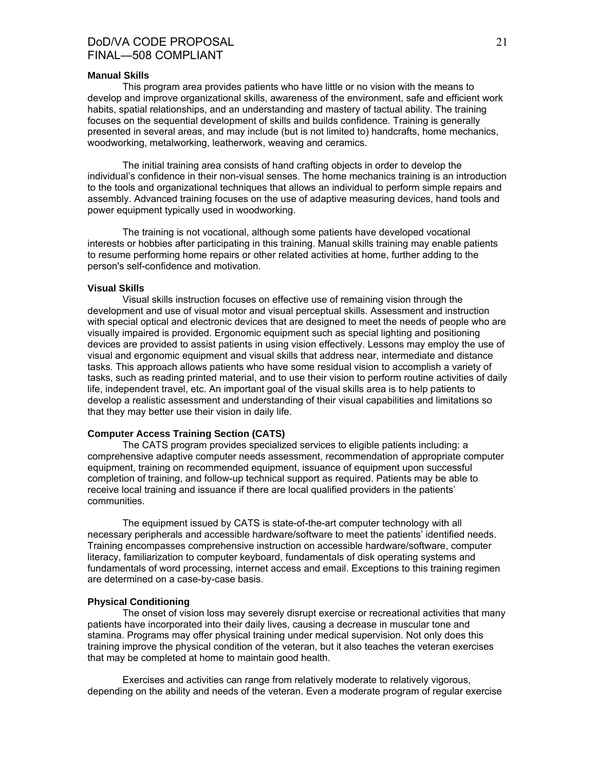### Manual Skills

This program area provides patients who have little or no vision with the means to develop and improve organizational skills, awareness of the environment, safe and efficient work habits, spatial relationships, and an understanding and mastery of tactual ability. The training focuses on the sequential development of skills and builds confidence. Training is generally presented in several areas, and may include (but is not limited to) handcrafts, home mechanics, woodworking, metalworking, leatherwork, weaving and ceramics.

The initial training area consists of hand crafting objects in order to develop the individual's confidence in their non-visual senses. The home mechanics training is an introduction to the tools and organizational techniques that allows an individual to perform simple repairs and assembly. Advanced training focuses on the use of adaptive measuring devices, hand tools and power equipment typically used in woodworking.

The training is not vocational, although some patients have developed vocational interests or hobbies after participating in this training. Manual skills training may enable patients to resume performing home repairs or other related activities at home, further adding to the person's self-confidence and motivation.

### Visual Skills

Visual skills instruction focuses on effective use of remaining vision through the development and use of visual motor and visual perceptual skills. Assessment and instruction with special optical and electronic devices that are designed to meet the needs of people who are visually impaired is provided. Ergonomic equipment such as special lighting and positioning devices are provided to assist patients in using vision effectively. Lessons may employ the use of visual and ergonomic equipment and visual skills that address near, intermediate and distance tasks. This approach allows patients who have some residual vision to accomplish a variety of tasks, such as reading printed material, and to use their vision to perform routine activities of daily life, independent travel, etc. An important goal of the visual skills area is to help patients to develop a realistic assessment and understanding of their visual capabilities and limitations so that they may better use their vision in daily life.

### Computer Access Training Section (CATS)

The CATS program provides specialized services to eligible patients including: a comprehensive adaptive computer needs assessment, recommendation of appropriate computer equipment, training on recommended equipment, issuance of equipment upon successful completion of training, and follow-up technical support as required. Patients may be able to receive local training and issuance if there are local qualified providers in the patients' communities.

The equipment issued by CATS is state-of-the-art computer technology with all necessary peripherals and accessible hardware/software to meet the patients' identified needs. Training encompasses comprehensive instruction on accessible hardware/software, computer literacy, familiarization to computer keyboard, fundamentals of disk operating systems and fundamentals of word processing, internet access and email. Exceptions to this training regimen are determined on a case-by-case basis.

### Physical Conditioning

The onset of vision loss may severely disrupt exercise or recreational activities that many patients have incorporated into their daily lives, causing a decrease in muscular tone and stamina. Programs may offer physical training under medical supervision. Not only does this training improve the physical condition of the veteran, but it also teaches the veteran exercises that may be completed at home to maintain good health.

Exercises and activities can range from relatively moderate to relatively vigorous, depending on the ability and needs of the veteran. Even a moderate program of regular exercise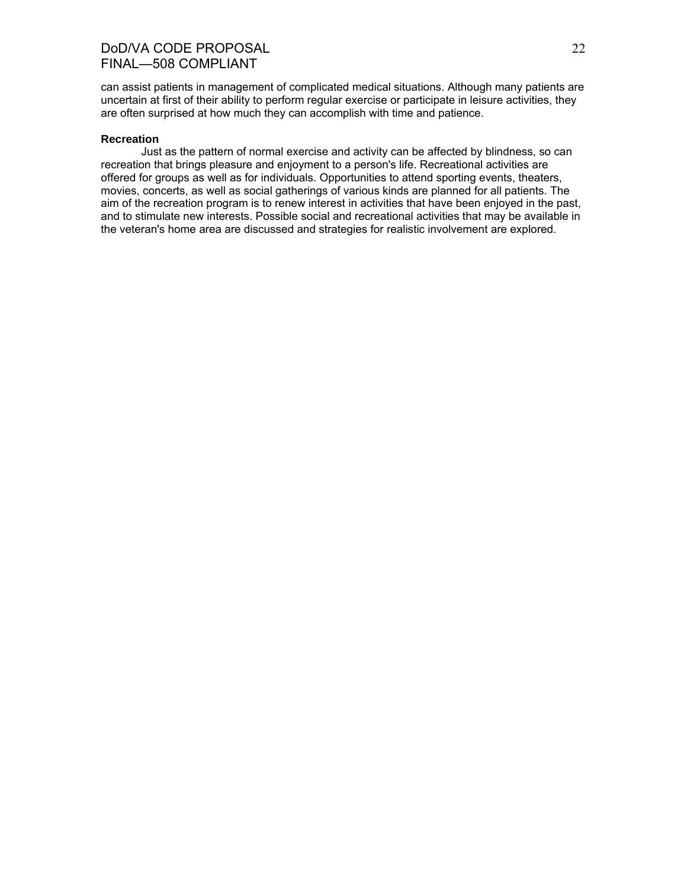can assist patients in management of complicated medical situations. Although many patients are uncertain at first of their ability to perform regular exercise or participate in leisure activities, they are often surprised at how much they can accomplish with time and patience.

**Recreation**

Just as the pattern of normal exercise and activity can be affected by blindness, so can recreation that brings pleasure and enjoyment to a person's life. Recreational activities are offered for groups as well as for individuals. Opportunities to attend sporting events, theaters, movies, concerts, as well as social gatherings of various kinds are planned for all patients. The aim of the recreation program is to renew interest in activities that have been enjoyed in the past, and to stimulate new interests. Possible social and recreational activities that may be available in the veteran's home area are discussed and strategies for realistic involvement are explored.